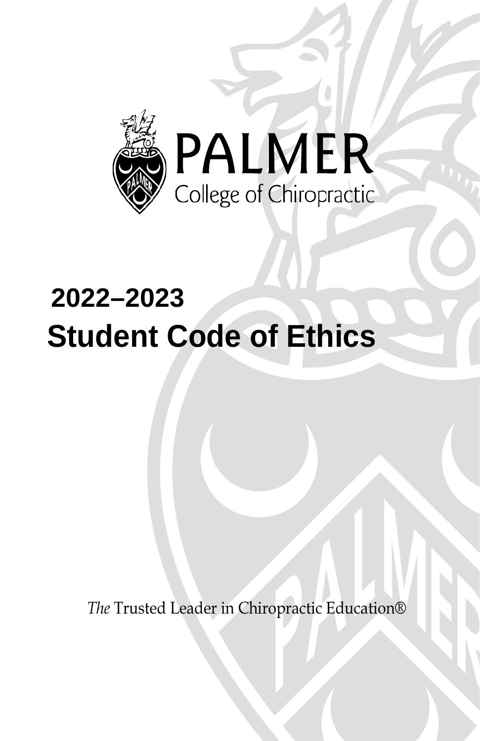PALMER
College of Chiropractic

# 2022–2023
# Student Code of Ethics

*The* Trusted Leader in Chiropractic Education®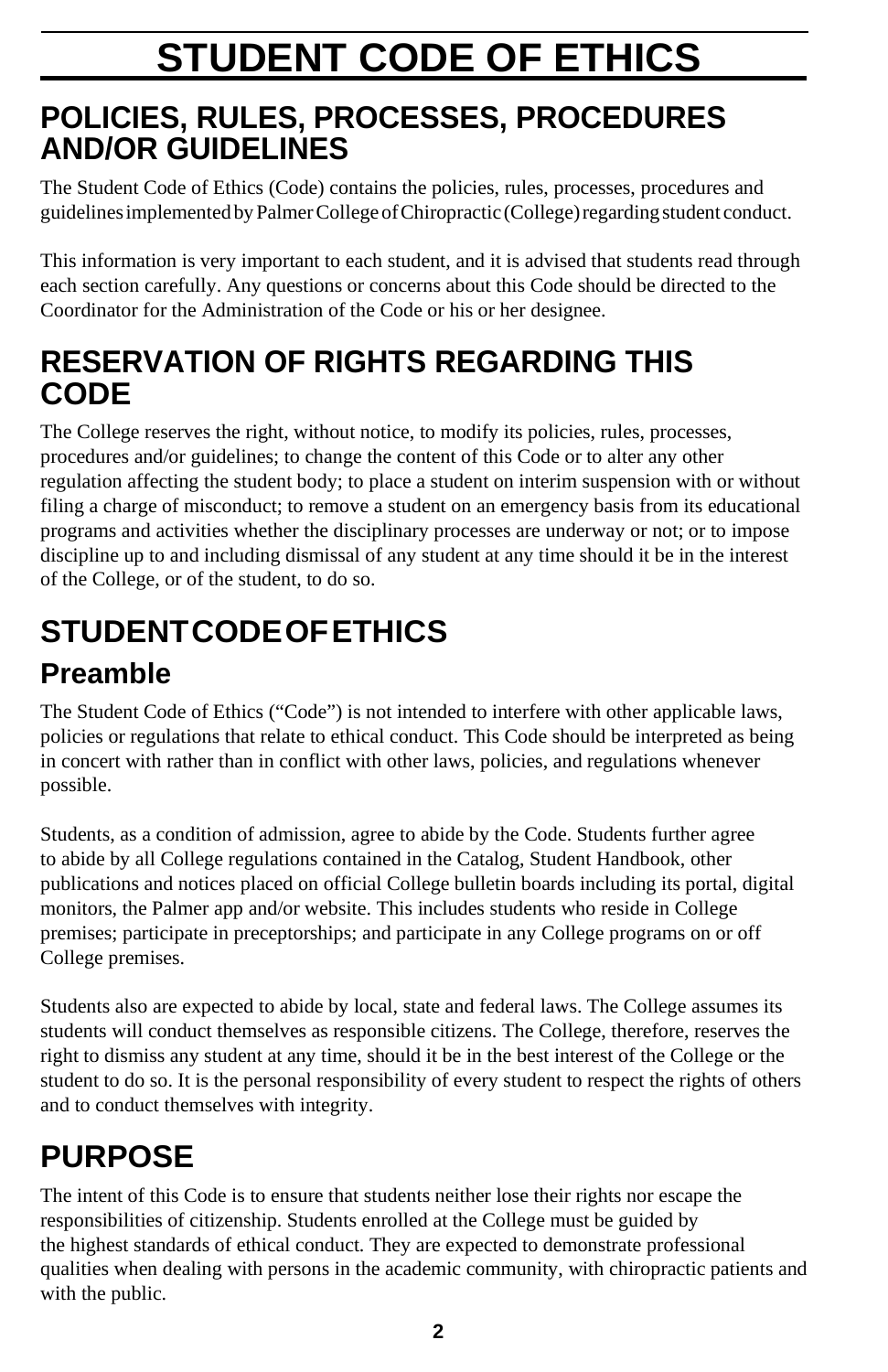# STUDENT CODE OF ETHICS

## POLICIES, RULES, PROCESSES, PROCEDURES AND/OR GUIDELINES

The Student Code of Ethics (Code) contains the policies, rules, processes, procedures and guidelines implemented by Palmer College of Chiropractic (College) regarding student conduct.

This information is very important to each student, and it is advised that students read through each section carefully. Any questions or concerns about this Code should be directed to the Coordinator for the Administration of the Code or his or her designee.

## RESERVATION OF RIGHTS REGARDING THIS CODE

The College reserves the right, without notice, to modify its policies, rules, processes, procedures and/or guidelines; to change the content of this Code or to alter any other regulation affecting the student body; to place a student on interim suspension with or without filing a charge of misconduct; to remove a student on an emergency basis from its educational programs and activities whether the disciplinary processes are underway or not; or to impose discipline up to and including dismissal of any student at any time should it be in the interest of the College, or of the student, to do so.

## STUDENT CODE OF ETHICS

### Preamble

The Student Code of Ethics ("Code") is not intended to interfere with other applicable laws, policies or regulations that relate to ethical conduct. This Code should be interpreted as being in concert with rather than in conflict with other laws, policies, and regulations whenever possible.

Students, as a condition of admission, agree to abide by the Code. Students further agree to abide by all College regulations contained in the Catalog, Student Handbook, other publications and notices placed on official College bulletin boards including its portal, digital monitors, the Palmer app and/or website. This includes students who reside in College premises; participate in preceptorships; and participate in any College programs on or off College premises.

Students also are expected to abide by local, state and federal laws. The College assumes its students will conduct themselves as responsible citizens. The College, therefore, reserves the right to dismiss any student at any time, should it be in the best interest of the College or the student to do so. It is the personal responsibility of every student to respect the rights of others and to conduct themselves with integrity.

## PURPOSE

The intent of this Code is to ensure that students neither lose their rights nor escape the responsibilities of citizenship. Students enrolled at the College must be guided by the highest standards of ethical conduct. They are expected to demonstrate professional qualities when dealing with persons in the academic community, with chiropractic patients and with the public.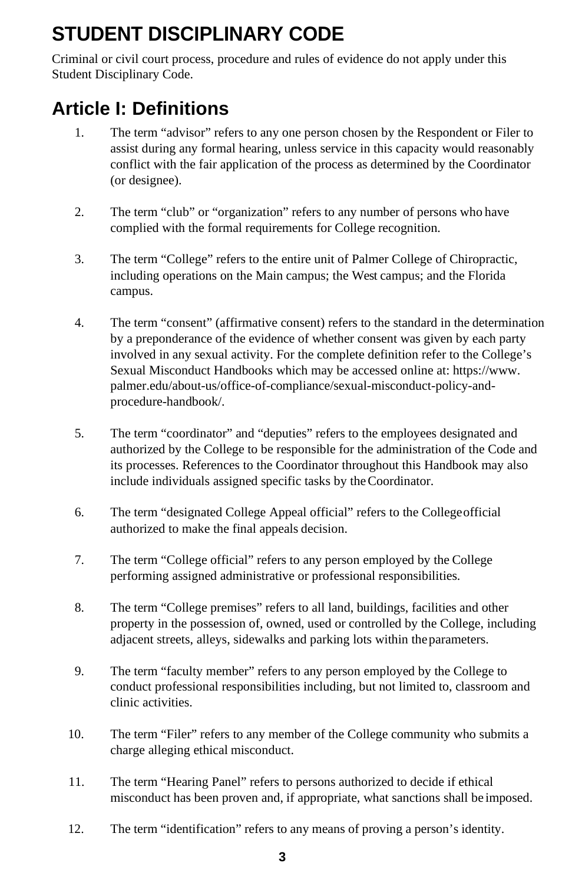# STUDENT DISCIPLINARY CODE

Criminal or civil court process, procedure and rules of evidence do not apply under this Student Disciplinary Code.

## Article I: Definitions

1. The term "advisor" refers to any one person chosen by the Respondent or Filer to assist during any formal hearing, unless service in this capacity would reasonably conflict with the fair application of the process as determined by the Coordinator (or designee).

2. The term "club" or "organization" refers to any number of persons who have complied with the formal requirements for College recognition.

3. The term "College" refers to the entire unit of Palmer College of Chiropractic, including operations on the Main campus; the West campus; and the Florida campus.

4. The term "consent" (affirmative consent) refers to the standard in the determination by a preponderance of the evidence of whether consent was given by each party involved in any sexual activity. For the complete definition refer to the College's Sexual Misconduct Handbooks which may be accessed online at: https://www.palmer.edu/about-us/office-of-compliance/sexual-misconduct-policy-and-procedure-handbook/.

5. The term "coordinator" and "deputies" refers to the employees designated and authorized by the College to be responsible for the administration of the Code and its processes. References to the Coordinator throughout this Handbook may also include individuals assigned specific tasks by the Coordinator.

6. The term "designated College Appeal official" refers to the College official authorized to make the final appeals decision.

7. The term "College official" refers to any person employed by the College performing assigned administrative or professional responsibilities.

8. The term "College premises" refers to all land, buildings, facilities and other property in the possession of, owned, used or controlled by the College, including adjacent streets, alleys, sidewalks and parking lots within the parameters.

9. The term "faculty member" refers to any person employed by the College to conduct professional responsibilities including, but not limited to, classroom and clinic activities.

10. The term "Filer" refers to any member of the College community who submits a charge alleging ethical misconduct.

11. The term "Hearing Panel" refers to persons authorized to decide if ethical misconduct has been proven and, if appropriate, what sanctions shall be imposed.

12. The term "identification" refers to any means of proving a person's identity.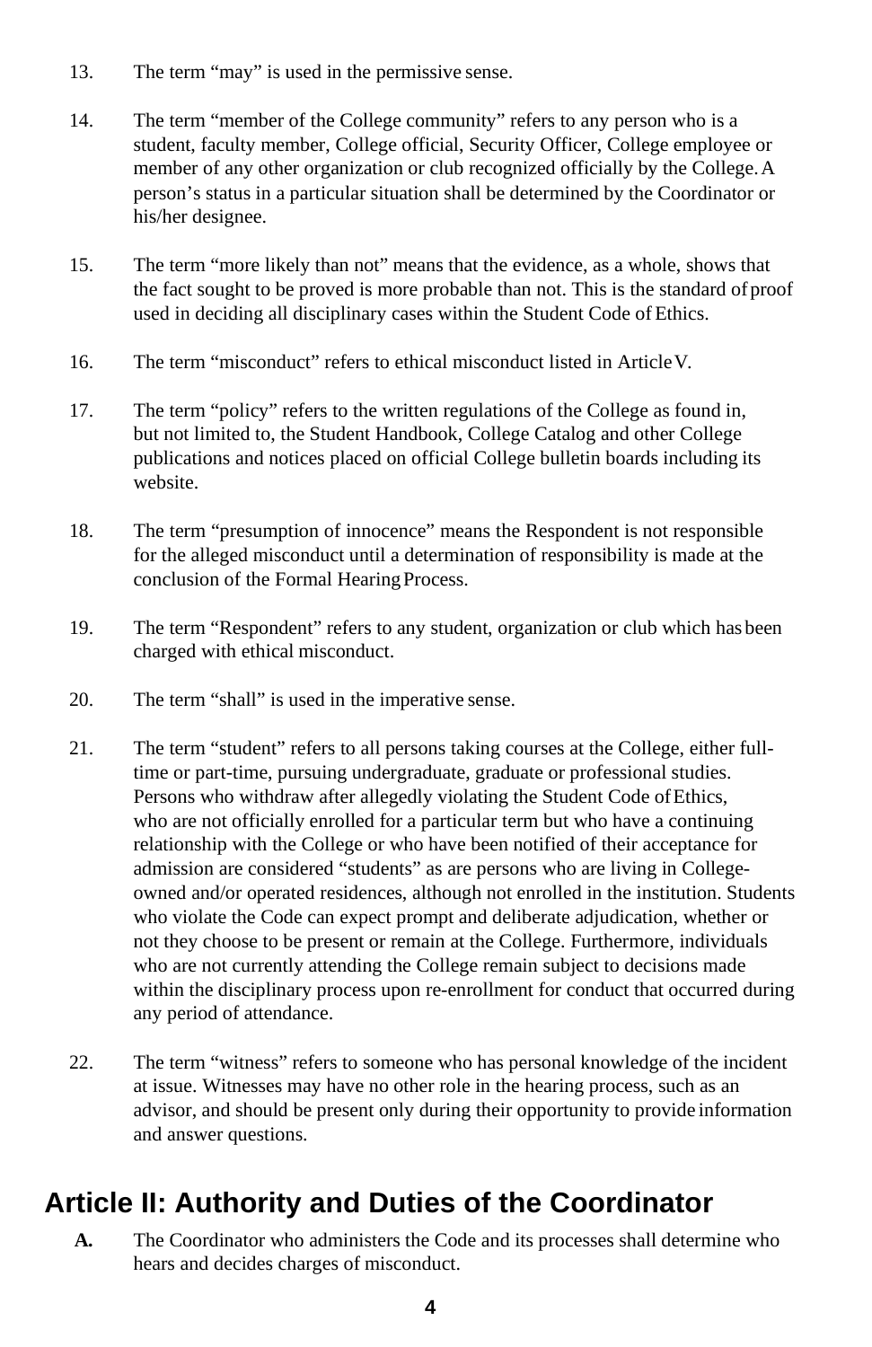13. The term "may" is used in the permissive sense.

14. The term "member of the College community" refers to any person who is a student, faculty member, College official, Security Officer, College employee or member of any other organization or club recognized officially by the College. A person's status in a particular situation shall be determined by the Coordinator or his/her designee.

15. The term "more likely than not" means that the evidence, as a whole, shows that the fact sought to be proved is more probable than not. This is the standard of proof used in deciding all disciplinary cases within the Student Code of Ethics.

16. The term "misconduct" refers to ethical misconduct listed in Article V.

17. The term "policy" refers to the written regulations of the College as found in, but not limited to, the Student Handbook, College Catalog and other College publications and notices placed on official College bulletin boards including its website.

18. The term "presumption of innocence" means the Respondent is not responsible for the alleged misconduct until a determination of responsibility is made at the conclusion of the Formal Hearing Process.

19. The term "Respondent" refers to any student, organization or club which has been charged with ethical misconduct.

20. The term "shall" is used in the imperative sense.

21. The term "student" refers to all persons taking courses at the College, either full-time or part-time, pursuing undergraduate, graduate or professional studies. Persons who withdraw after allegedly violating the Student Code of Ethics, who are not officially enrolled for a particular term but who have a continuing relationship with the College or who have been notified of their acceptance for admission are considered "students" as are persons who are living in College-owned and/or operated residences, although not enrolled in the institution. Students who violate the Code can expect prompt and deliberate adjudication, whether or not they choose to be present or remain at the College. Furthermore, individuals who are not currently attending the College remain subject to decisions made within the disciplinary process upon re-enrollment for conduct that occurred during any period of attendance.

22. The term "witness" refers to someone who has personal knowledge of the incident at issue. Witnesses may have no other role in the hearing process, such as an advisor, and should be present only during their opportunity to provide information and answer questions.

## Article II: Authority and Duties of the Coordinator

**A.** The Coordinator who administers the Code and its processes shall determine who hears and decides charges of misconduct.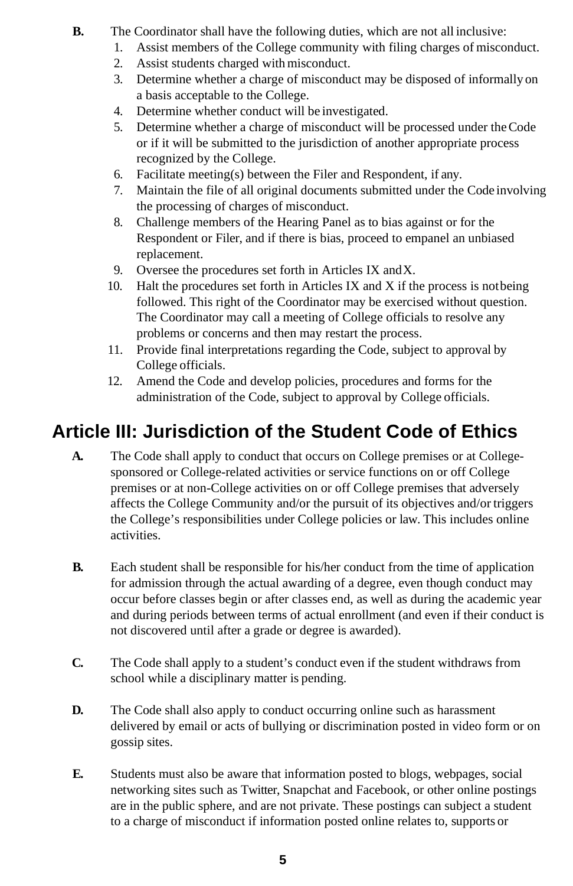**B.** The Coordinator shall have the following duties, which are not all inclusive:

1. Assist members of the College community with filing charges of misconduct.
2. Assist students charged with misconduct.
3. Determine whether a charge of misconduct may be disposed of informally on a basis acceptable to the College.
4. Determine whether conduct will be investigated.
5. Determine whether a charge of misconduct will be processed under the Code or if it will be submitted to the jurisdiction of another appropriate process recognized by the College.
6. Facilitate meeting(s) between the Filer and Respondent, if any.
7. Maintain the file of all original documents submitted under the Code involving the processing of charges of misconduct.
8. Challenge members of the Hearing Panel as to bias against or for the Respondent or Filer, and if there is bias, proceed to empanel an unbiased replacement.
9. Oversee the procedures set forth in Articles IX and X.
10. Halt the procedures set forth in Articles IX and X if the process is not being followed. This right of the Coordinator may be exercised without question. The Coordinator may call a meeting of College officials to resolve any problems or concerns and then may restart the process.
11. Provide final interpretations regarding the Code, subject to approval by College officials.
12. Amend the Code and develop policies, procedures and forms for the administration of the Code, subject to approval by College officials.

## Article III: Jurisdiction of the Student Code of Ethics

**A.** The Code shall apply to conduct that occurs on College premises or at College-sponsored or College-related activities or service functions on or off College premises or at non-College activities on or off College premises that adversely affects the College Community and/or the pursuit of its objectives and/or triggers the College's responsibilities under College policies or law. This includes online activities.

**B.** Each student shall be responsible for his/her conduct from the time of application for admission through the actual awarding of a degree, even though conduct may occur before classes begin or after classes end, as well as during the academic year and during periods between terms of actual enrollment (and even if their conduct is not discovered until after a grade or degree is awarded).

**C.** The Code shall apply to a student's conduct even if the student withdraws from school while a disciplinary matter is pending.

**D.** The Code shall also apply to conduct occurring online such as harassment delivered by email or acts of bullying or discrimination posted in video form or on gossip sites.

**E.** Students must also be aware that information posted to blogs, webpages, social networking sites such as Twitter, Snapchat and Facebook, or other online postings are in the public sphere, and are not private. These postings can subject a student to a charge of misconduct if information posted online relates to, supports or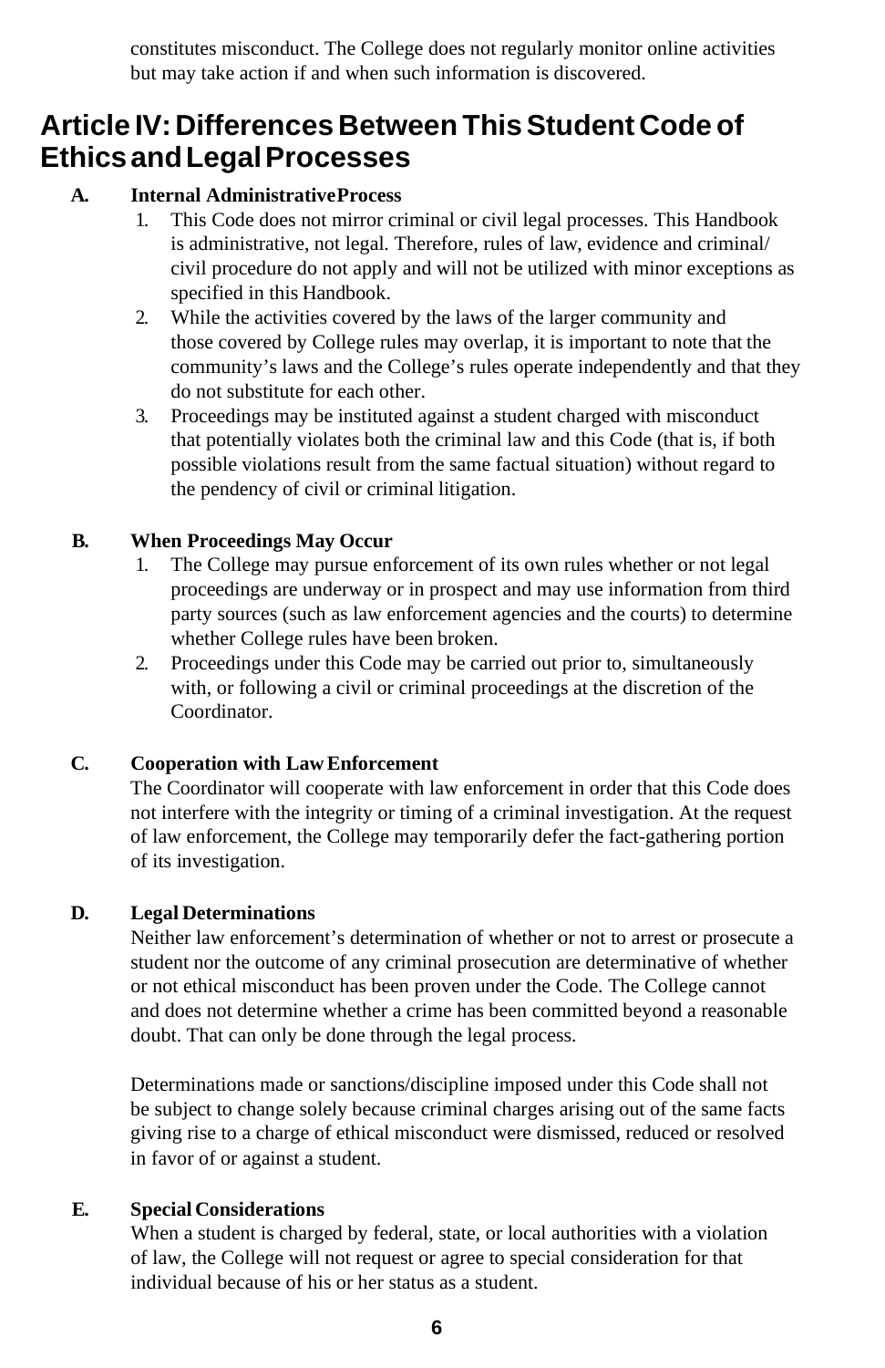constitutes misconduct. The College does not regularly monitor online activities but may take action if and when such information is discovered.

# Article IV: Differences Between This Student Code of Ethics and Legal Processes

**A. Internal Administrative Process**

1. This Code does not mirror criminal or civil legal processes. This Handbook is administrative, not legal. Therefore, rules of law, evidence and criminal/civil procedure do not apply and will not be utilized with minor exceptions as specified in this Handbook.
2. While the activities covered by the laws of the larger community and those covered by College rules may overlap, it is important to note that the community's laws and the College's rules operate independently and that they do not substitute for each other.
3. Proceedings may be instituted against a student charged with misconduct that potentially violates both the criminal law and this Code (that is, if both possible violations result from the same factual situation) without regard to the pendency of civil or criminal litigation.

**B. When Proceedings May Occur**

1. The College may pursue enforcement of its own rules whether or not legal proceedings are underway or in prospect and may use information from third party sources (such as law enforcement agencies and the courts) to determine whether College rules have been broken.
2. Proceedings under this Code may be carried out prior to, simultaneously with, or following a civil or criminal proceedings at the discretion of the Coordinator.

**C. Cooperation with Law Enforcement**

The Coordinator will cooperate with law enforcement in order that this Code does not interfere with the integrity or timing of a criminal investigation. At the request of law enforcement, the College may temporarily defer the fact-gathering portion of its investigation.

**D. Legal Determinations**

Neither law enforcement's determination of whether or not to arrest or prosecute a student nor the outcome of any criminal prosecution are determinative of whether or not ethical misconduct has been proven under the Code. The College cannot and does not determine whether a crime has been committed beyond a reasonable doubt. That can only be done through the legal process.

Determinations made or sanctions/discipline imposed under this Code shall not be subject to change solely because criminal charges arising out of the same facts giving rise to a charge of ethical misconduct were dismissed, reduced or resolved in favor of or against a student.

**E. Special Considerations**

When a student is charged by federal, state, or local authorities with a violation of law, the College will not request or agree to special consideration for that individual because of his or her status as a student.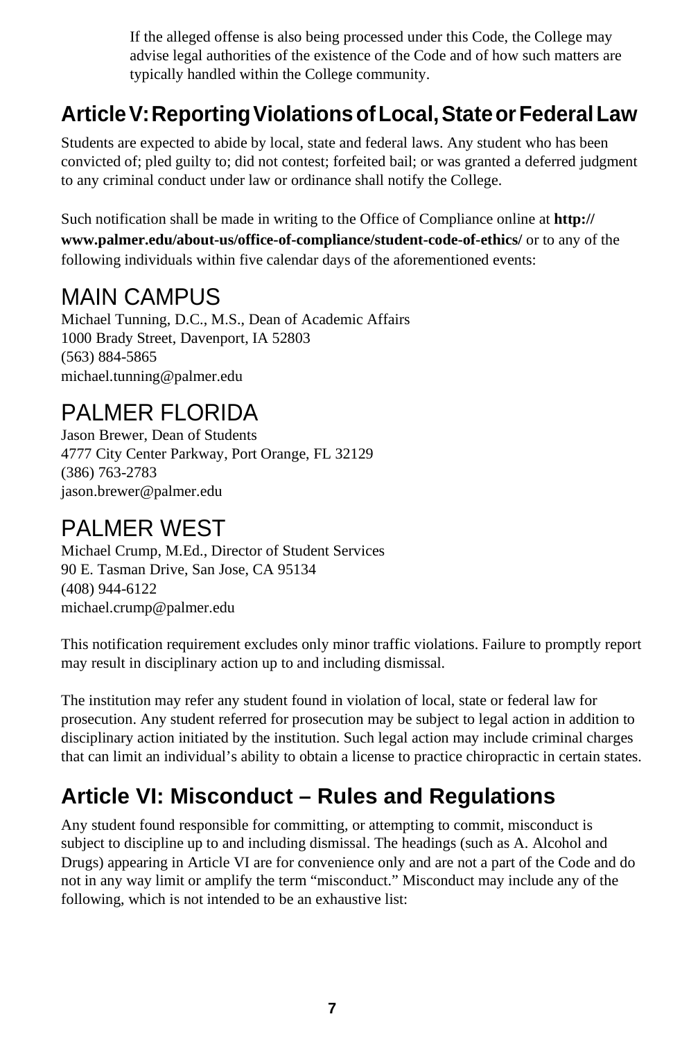If the alleged offense is also being processed under this Code, the College may advise legal authorities of the existence of the Code and of how such matters are typically handled within the College community.

## Article V: Reporting Violations of Local, State or Federal Law

Students are expected to abide by local, state and federal laws. Any student who has been convicted of; pled guilty to; did not contest; forfeited bail; or was granted a deferred judgment to any criminal conduct under law or ordinance shall notify the College.

Such notification shall be made in writing to the Office of Compliance online at **http://www.palmer.edu/about-us/office-of-compliance/student-code-of-ethics/** or to any of the following individuals within five calendar days of the aforementioned events:

### MAIN CAMPUS

Michael Tunning, D.C., M.S., Dean of Academic Affairs
1000 Brady Street, Davenport, IA 52803
(563) 884-5865
michael.tunning@palmer.edu

### PALMER FLORIDA

Jason Brewer, Dean of Students
4777 City Center Parkway, Port Orange, FL 32129
(386) 763-2783
jason.brewer@palmer.edu

### PALMER WEST

Michael Crump, M.Ed., Director of Student Services
90 E. Tasman Drive, San Jose, CA 95134
(408) 944-6122
michael.crump@palmer.edu

This notification requirement excludes only minor traffic violations. Failure to promptly report may result in disciplinary action up to and including dismissal.

The institution may refer any student found in violation of local, state or federal law for prosecution. Any student referred for prosecution may be subject to legal action in addition to disciplinary action initiated by the institution. Such legal action may include criminal charges that can limit an individual's ability to obtain a license to practice chiropractic in certain states.

## Article VI: Misconduct – Rules and Regulations

Any student found responsible for committing, or attempting to commit, misconduct is subject to discipline up to and including dismissal. The headings (such as A. Alcohol and Drugs) appearing in Article VI are for convenience only and are not a part of the Code and do not in any way limit or amplify the term "misconduct." Misconduct may include any of the following, which is not intended to be an exhaustive list: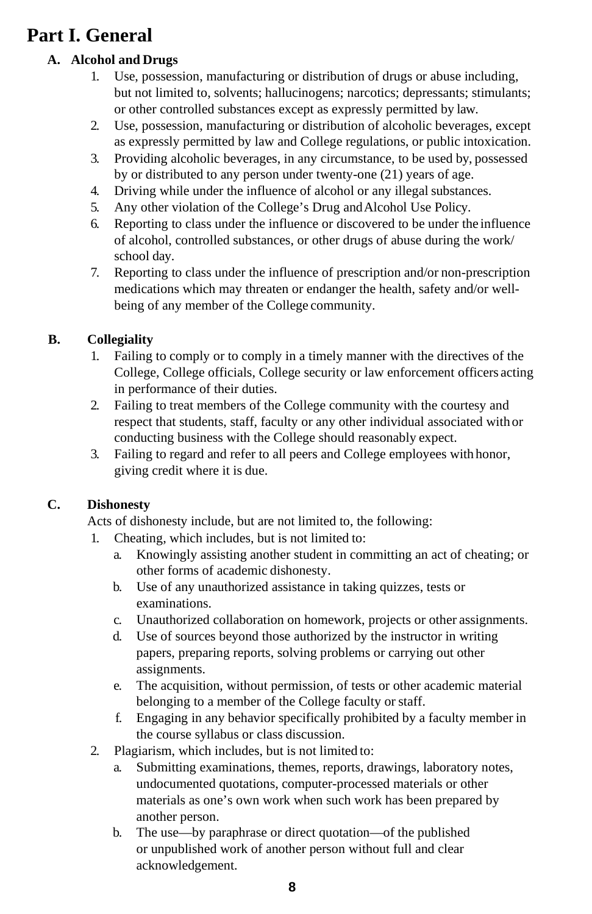# Part I. General

## A. Alcohol and Drugs

1. Use, possession, manufacturing or distribution of drugs or abuse including, but not limited to, solvents; hallucinogens; narcotics; depressants; stimulants; or other controlled substances except as expressly permitted by law.
2. Use, possession, manufacturing or distribution of alcoholic beverages, except as expressly permitted by law and College regulations, or public intoxication.
3. Providing alcoholic beverages, in any circumstance, to be used by, possessed by or distributed to any person under twenty-one (21) years of age.
4. Driving while under the influence of alcohol or any illegal substances.
5. Any other violation of the College's Drug and Alcohol Use Policy.
6. Reporting to class under the influence or discovered to be under the influence of alcohol, controlled substances, or other drugs of abuse during the work/ school day.
7. Reporting to class under the influence of prescription and/or non-prescription medications which may threaten or endanger the health, safety and/or well-being of any member of the College community.

## B. Collegiality

1. Failing to comply or to comply in a timely manner with the directives of the College, College officials, College security or law enforcement officers acting in performance of their duties.
2. Failing to treat members of the College community with the courtesy and respect that students, staff, faculty or any other individual associated with or conducting business with the College should reasonably expect.
3. Failing to regard and refer to all peers and College employees with honor, giving credit where it is due.

## C. Dishonesty

Acts of dishonesty include, but are not limited to, the following:

1. Cheating, which includes, but is not limited to:
   a. Knowingly assisting another student in committing an act of cheating; or other forms of academic dishonesty.
   b. Use of any unauthorized assistance in taking quizzes, tests or examinations.
   c. Unauthorized collaboration on homework, projects or other assignments.
   d. Use of sources beyond those authorized by the instructor in writing papers, preparing reports, solving problems or carrying out other assignments.
   e. The acquisition, without permission, of tests or other academic material belonging to a member of the College faculty or staff.
   f. Engaging in any behavior specifically prohibited by a faculty member in the course syllabus or class discussion.
2. Plagiarism, which includes, but is not limited to:
   a. Submitting examinations, themes, reports, drawings, laboratory notes, undocumented quotations, computer-processed materials or other materials as one's own work when such work has been prepared by another person.
   b. The use—by paraphrase or direct quotation—of the published or unpublished work of another person without full and clear acknowledgement.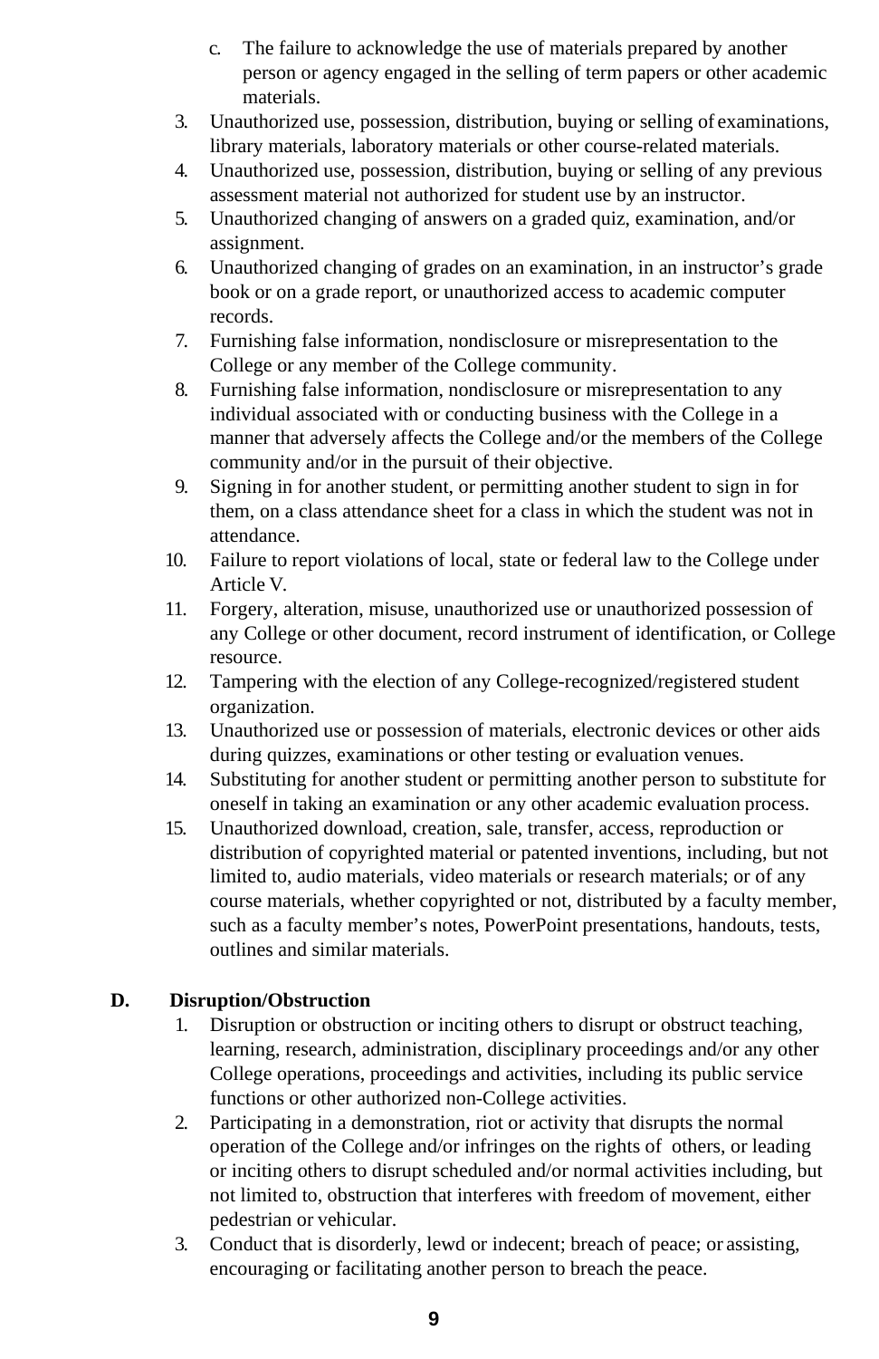c. The failure to acknowledge the use of materials prepared by another person or agency engaged in the selling of term papers or other academic materials.

3. Unauthorized use, possession, distribution, buying or selling of examinations, library materials, laboratory materials or other course-related materials.
4. Unauthorized use, possession, distribution, buying or selling of any previous assessment material not authorized for student use by an instructor.
5. Unauthorized changing of answers on a graded quiz, examination, and/or assignment.
6. Unauthorized changing of grades on an examination, in an instructor's grade book or on a grade report, or unauthorized access to academic computer records.
7. Furnishing false information, nondisclosure or misrepresentation to the College or any member of the College community.
8. Furnishing false information, nondisclosure or misrepresentation to any individual associated with or conducting business with the College in a manner that adversely affects the College and/or the members of the College community and/or in the pursuit of their objective.
9. Signing in for another student, or permitting another student to sign in for them, on a class attendance sheet for a class in which the student was not in attendance.
10. Failure to report violations of local, state or federal law to the College under Article V.
11. Forgery, alteration, misuse, unauthorized use or unauthorized possession of any College or other document, record instrument of identification, or College resource.
12. Tampering with the election of any College-recognized/registered student organization.
13. Unauthorized use or possession of materials, electronic devices or other aids during quizzes, examinations or other testing or evaluation venues.
14. Substituting for another student or permitting another person to substitute for oneself in taking an examination or any other academic evaluation process.
15. Unauthorized download, creation, sale, transfer, access, reproduction or distribution of copyrighted material or patented inventions, including, but not limited to, audio materials, video materials or research materials; or of any course materials, whether copyrighted or not, distributed by a faculty member, such as a faculty member's notes, PowerPoint presentations, handouts, tests, outlines and similar materials.

**D. Disruption/Obstruction**

1. Disruption or obstruction or inciting others to disrupt or obstruct teaching, learning, research, administration, disciplinary proceedings and/or any other College operations, proceedings and activities, including its public service functions or other authorized non-College activities.
2. Participating in a demonstration, riot or activity that disrupts the normal operation of the College and/or infringes on the rights of others, or leading or inciting others to disrupt scheduled and/or normal activities including, but not limited to, obstruction that interferes with freedom of movement, either pedestrian or vehicular.
3. Conduct that is disorderly, lewd or indecent; breach of peace; or assisting, encouraging or facilitating another person to breach the peace.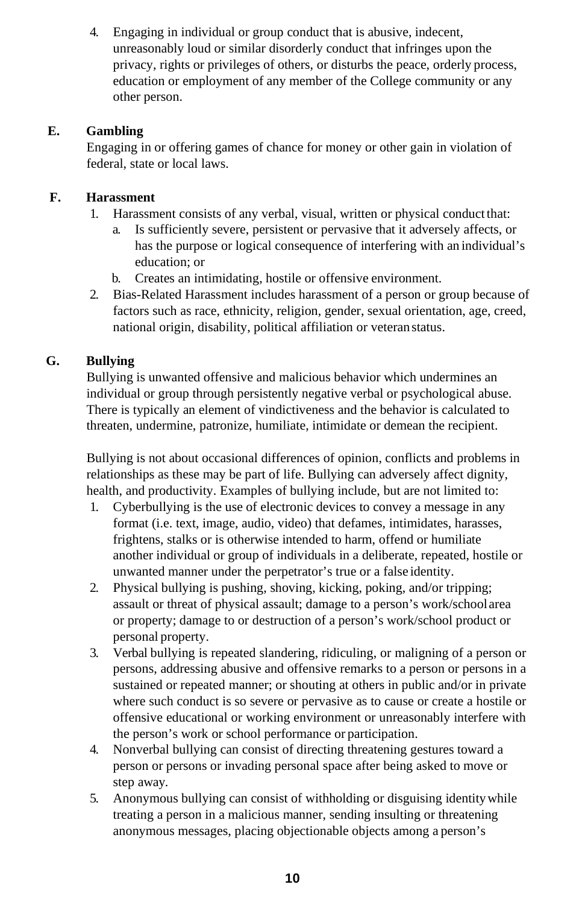4. Engaging in individual or group conduct that is abusive, indecent, unreasonably loud or similar disorderly conduct that infringes upon the privacy, rights or privileges of others, or disturbs the peace, orderly process, education or employment of any member of the College community or any other person.

**E. Gambling**

Engaging in or offering games of chance for money or other gain in violation of federal, state or local laws.

**F. Harassment**

1. Harassment consists of any verbal, visual, written or physical conduct that:
   a. Is sufficiently severe, persistent or pervasive that it adversely affects, or has the purpose or logical consequence of interfering with an individual's education; or
   b. Creates an intimidating, hostile or offensive environment.
2. Bias-Related Harassment includes harassment of a person or group because of factors such as race, ethnicity, religion, gender, sexual orientation, age, creed, national origin, disability, political affiliation or veteran status.

**G. Bullying**

Bullying is unwanted offensive and malicious behavior which undermines an individual or group through persistently negative verbal or psychological abuse. There is typically an element of vindictiveness and the behavior is calculated to threaten, undermine, patronize, humiliate, intimidate or demean the recipient.

Bullying is not about occasional differences of opinion, conflicts and problems in relationships as these may be part of life. Bullying can adversely affect dignity, health, and productivity. Examples of bullying include, but are not limited to:

1. Cyberbullying is the use of electronic devices to convey a message in any format (i.e. text, image, audio, video) that defames, intimidates, harasses, frightens, stalks or is otherwise intended to harm, offend or humiliate another individual or group of individuals in a deliberate, repeated, hostile or unwanted manner under the perpetrator's true or a false identity.
2. Physical bullying is pushing, shoving, kicking, poking, and/or tripping; assault or threat of physical assault; damage to a person's work/school area or property; damage to or destruction of a person's work/school product or personal property.
3. Verbal bullying is repeated slandering, ridiculing, or maligning of a person or persons, addressing abusive and offensive remarks to a person or persons in a sustained or repeated manner; or shouting at others in public and/or in private where such conduct is so severe or pervasive as to cause or create a hostile or offensive educational or working environment or unreasonably interfere with the person's work or school performance or participation.
4. Nonverbal bullying can consist of directing threatening gestures toward a person or persons or invading personal space after being asked to move or step away.
5. Anonymous bullying can consist of withholding or disguising identity while treating a person in a malicious manner, sending insulting or threatening anonymous messages, placing objectionable objects among a person's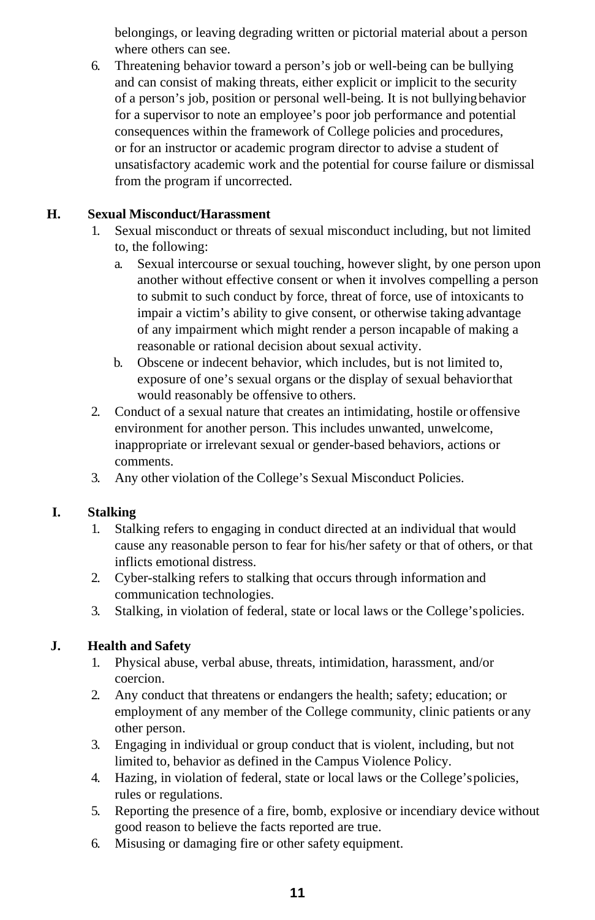belongings, or leaving degrading written or pictorial material about a person where others can see.

6. Threatening behavior toward a person's job or well-being can be bullying and can consist of making threats, either explicit or implicit to the security of a person's job, position or personal well-being. It is not bullying behavior for a supervisor to note an employee's poor job performance and potential consequences within the framework of College policies and procedures, or for an instructor or academic program director to advise a student of unsatisfactory academic work and the potential for course failure or dismissal from the program if uncorrected.

**H. Sexual Misconduct/Harassment**

1. Sexual misconduct or threats of sexual misconduct including, but not limited to, the following:
   a. Sexual intercourse or sexual touching, however slight, by one person upon another without effective consent or when it involves compelling a person to submit to such conduct by force, threat of force, use of intoxicants to impair a victim's ability to give consent, or otherwise taking advantage of any impairment which might render a person incapable of making a reasonable or rational decision about sexual activity.
   b. Obscene or indecent behavior, which includes, but is not limited to, exposure of one's sexual organs or the display of sexual behavior that would reasonably be offensive to others.
2. Conduct of a sexual nature that creates an intimidating, hostile or offensive environment for another person. This includes unwanted, unwelcome, inappropriate or irrelevant sexual or gender-based behaviors, actions or comments.
3. Any other violation of the College's Sexual Misconduct Policies.

**I. Stalking**

1. Stalking refers to engaging in conduct directed at an individual that would cause any reasonable person to fear for his/her safety or that of others, or that inflicts emotional distress.
2. Cyber-stalking refers to stalking that occurs through information and communication technologies.
3. Stalking, in violation of federal, state or local laws or the College's policies.

**J. Health and Safety**

1. Physical abuse, verbal abuse, threats, intimidation, harassment, and/or coercion.
2. Any conduct that threatens or endangers the health; safety; education; or employment of any member of the College community, clinic patients or any other person.
3. Engaging in individual or group conduct that is violent, including, but not limited to, behavior as defined in the Campus Violence Policy.
4. Hazing, in violation of federal, state or local laws or the College's policies, rules or regulations.
5. Reporting the presence of a fire, bomb, explosive or incendiary device without good reason to believe the facts reported are true.
6. Misusing or damaging fire or other safety equipment.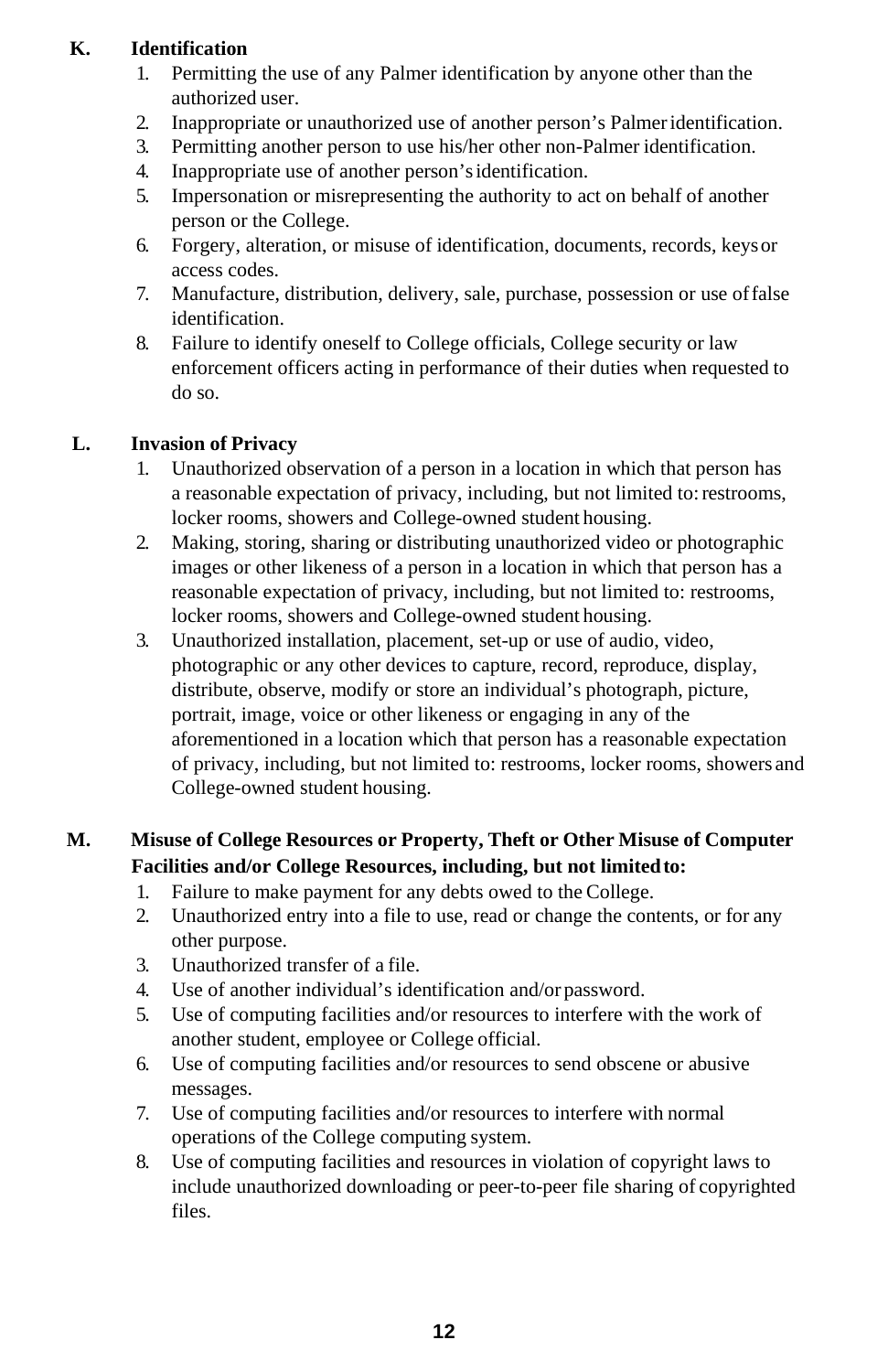**K. Identification**

1. Permitting the use of any Palmer identification by anyone other than the authorized user.
2. Inappropriate or unauthorized use of another person's Palmer identification.
3. Permitting another person to use his/her other non-Palmer identification.
4. Inappropriate use of another person's identification.
5. Impersonation or misrepresenting the authority to act on behalf of another person or the College.
6. Forgery, alteration, or misuse of identification, documents, records, keys or access codes.
7. Manufacture, distribution, delivery, sale, purchase, possession or use of false identification.
8. Failure to identify oneself to College officials, College security or law enforcement officers acting in performance of their duties when requested to do so.

**L. Invasion of Privacy**

1. Unauthorized observation of a person in a location in which that person has a reasonable expectation of privacy, including, but not limited to: restrooms, locker rooms, showers and College-owned student housing.
2. Making, storing, sharing or distributing unauthorized video or photographic images or other likeness of a person in a location in which that person has a reasonable expectation of privacy, including, but not limited to: restrooms, locker rooms, showers and College-owned student housing.
3. Unauthorized installation, placement, set-up or use of audio, video, photographic or any other devices to capture, record, reproduce, display, distribute, observe, modify or store an individual's photograph, picture, portrait, image, voice or other likeness or engaging in any of the aforementioned in a location which that person has a reasonable expectation of privacy, including, but not limited to: restrooms, locker rooms, showers and College-owned student housing.

**M. Misuse of College Resources or Property, Theft or Other Misuse of Computer Facilities and/or College Resources, including, but not limited to:**

1. Failure to make payment for any debts owed to the College.
2. Unauthorized entry into a file to use, read or change the contents, or for any other purpose.
3. Unauthorized transfer of a file.
4. Use of another individual's identification and/or password.
5. Use of computing facilities and/or resources to interfere with the work of another student, employee or College official.
6. Use of computing facilities and/or resources to send obscene or abusive messages.
7. Use of computing facilities and/or resources to interfere with normal operations of the College computing system.
8. Use of computing facilities and resources in violation of copyright laws to include unauthorized downloading or peer-to-peer file sharing of copyrighted files.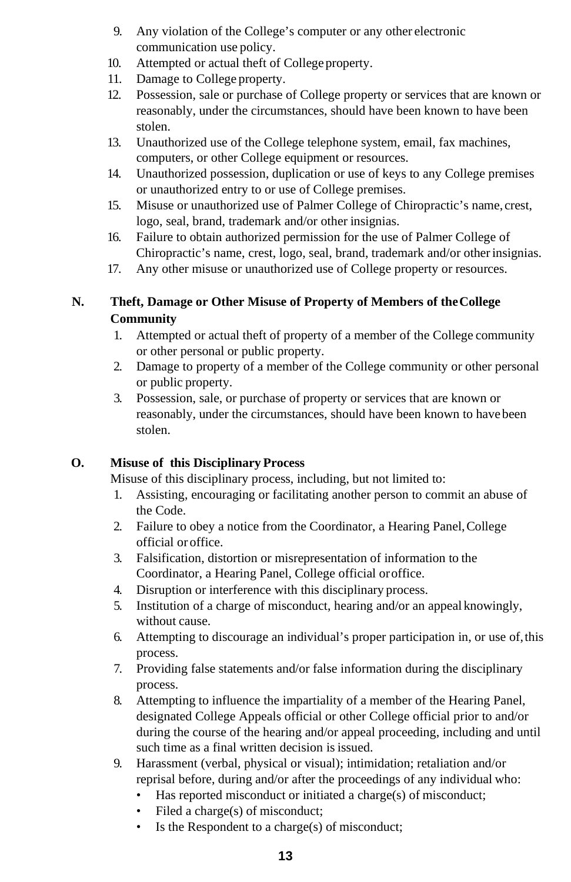9. Any violation of the College's computer or any other electronic communication use policy.
10. Attempted or actual theft of College property.
11. Damage to College property.
12. Possession, sale or purchase of College property or services that are known or reasonably, under the circumstances, should have been known to have been stolen.
13. Unauthorized use of the College telephone system, email, fax machines, computers, or other College equipment or resources.
14. Unauthorized possession, duplication or use of keys to any College premises or unauthorized entry to or use of College premises.
15. Misuse or unauthorized use of Palmer College of Chiropractic's name, crest, logo, seal, brand, trademark and/or other insignias.
16. Failure to obtain authorized permission for the use of Palmer College of Chiropractic's name, crest, logo, seal, brand, trademark and/or other insignias.
17. Any other misuse or unauthorized use of College property or resources.

**N. Theft, Damage or Other Misuse of Property of Members of the College Community**

1. Attempted or actual theft of property of a member of the College community or other personal or public property.
2. Damage to property of a member of the College community or other personal or public property.
3. Possession, sale, or purchase of property or services that are known or reasonably, under the circumstances, should have been known to have been stolen.

**O. Misuse of this Disciplinary Process**

Misuse of this disciplinary process, including, but not limited to:

1. Assisting, encouraging or facilitating another person to commit an abuse of the Code.
2. Failure to obey a notice from the Coordinator, a Hearing Panel, College official or office.
3. Falsification, distortion or misrepresentation of information to the Coordinator, a Hearing Panel, College official or office.
4. Disruption or interference with this disciplinary process.
5. Institution of a charge of misconduct, hearing and/or an appeal knowingly, without cause.
6. Attempting to discourage an individual's proper participation in, or use of, this process.
7. Providing false statements and/or false information during the disciplinary process.
8. Attempting to influence the impartiality of a member of the Hearing Panel, designated College Appeals official or other College official prior to and/or during the course of the hearing and/or appeal proceeding, including and until such time as a final written decision is issued.
9. Harassment (verbal, physical or visual); intimidation; retaliation and/or reprisal before, during and/or after the proceedings of any individual who:
   - Has reported misconduct or initiated a charge(s) of misconduct;
   - Filed a charge(s) of misconduct;
   - Is the Respondent to a charge(s) of misconduct;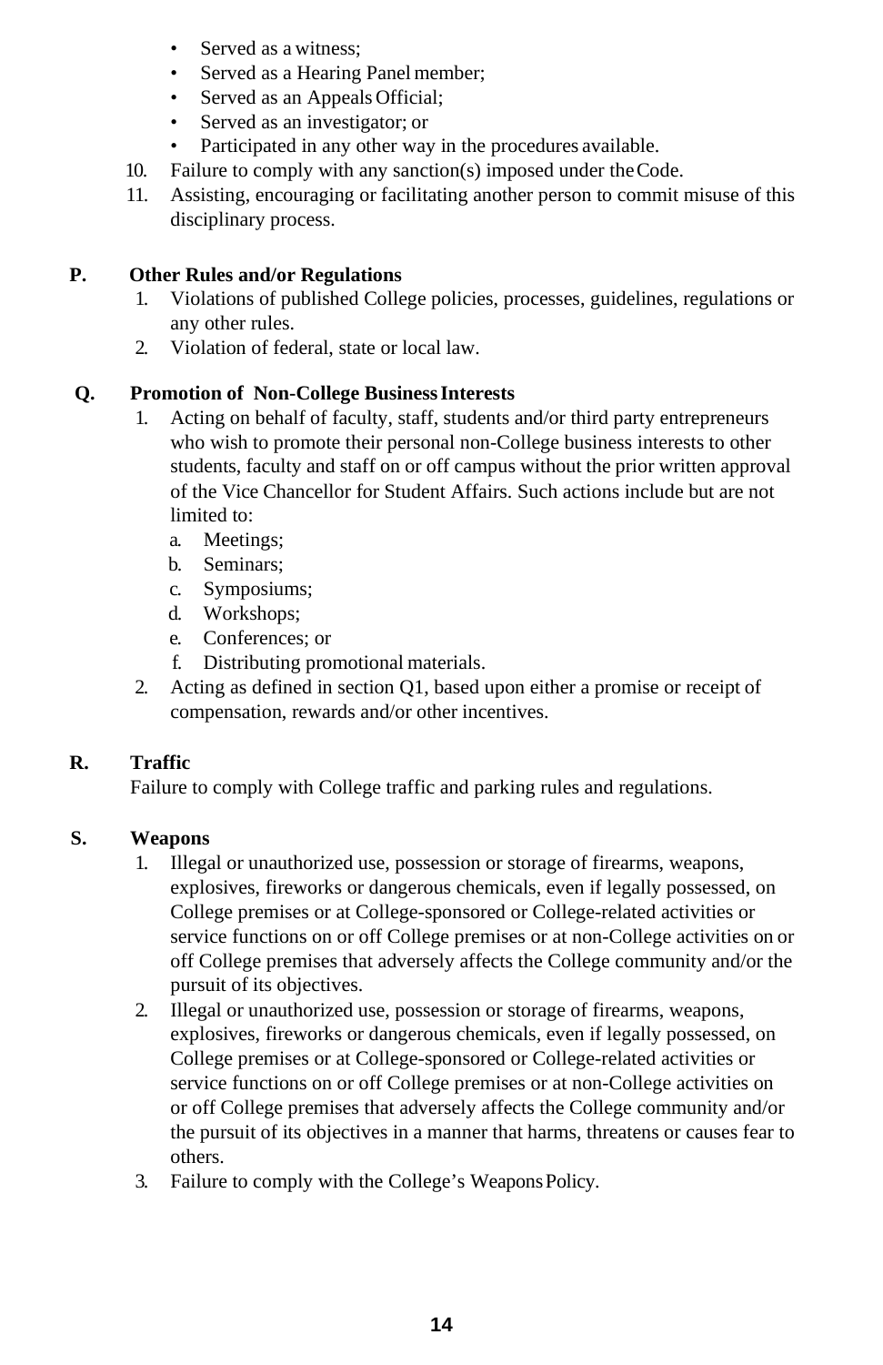- Served as a witness;
- Served as a Hearing Panel member;
- Served as an Appeals Official;
- Served as an investigator; or
- Participated in any other way in the procedures available.

10. Failure to comply with any sanction(s) imposed under the Code.
11. Assisting, encouraging or facilitating another person to commit misuse of this disciplinary process.

**P. Other Rules and/or Regulations**

1. Violations of published College policies, processes, guidelines, regulations or any other rules.
2. Violation of federal, state or local law.

**Q. Promotion of Non-College Business Interests**

1. Acting on behalf of faculty, staff, students and/or third party entrepreneurs who wish to promote their personal non-College business interests to other students, faculty and staff on or off campus without the prior written approval of the Vice Chancellor for Student Affairs. Such actions include but are not limited to:
   a. Meetings;
   b. Seminars;
   c. Symposiums;
   d. Workshops;
   e. Conferences; or
   f. Distributing promotional materials.
2. Acting as defined in section Q1, based upon either a promise or receipt of compensation, rewards and/or other incentives.

**R. Traffic**

Failure to comply with College traffic and parking rules and regulations.

**S. Weapons**

1. Illegal or unauthorized use, possession or storage of firearms, weapons, explosives, fireworks or dangerous chemicals, even if legally possessed, on College premises or at College-sponsored or College-related activities or service functions on or off College premises or at non-College activities on or off College premises that adversely affects the College community and/or the pursuit of its objectives.
2. Illegal or unauthorized use, possession or storage of firearms, weapons, explosives, fireworks or dangerous chemicals, even if legally possessed, on College premises or at College-sponsored or College-related activities or service functions on or off College premises or at non-College activities on or off College premises that adversely affects the College community and/or the pursuit of its objectives in a manner that harms, threatens or causes fear to others.
3. Failure to comply with the College's Weapons Policy.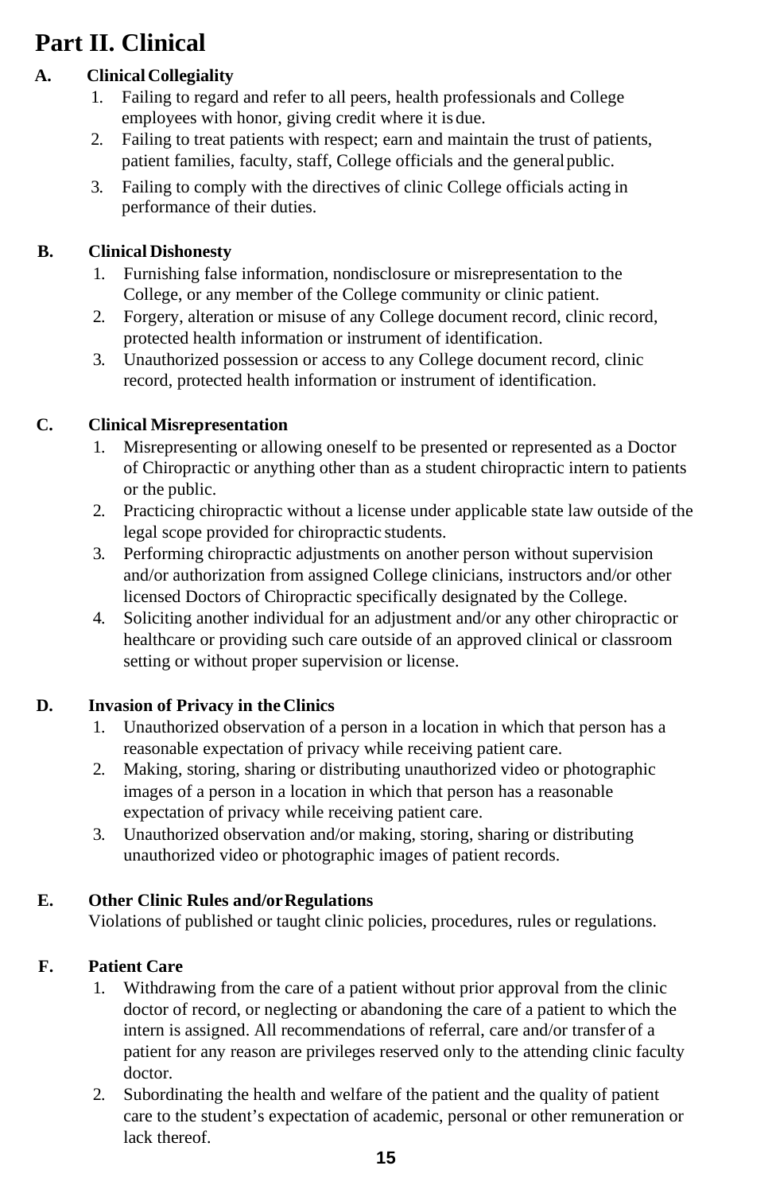# Part II. Clinical

**A. Clinical Collegiality**

1. Failing to regard and refer to all peers, health professionals and College employees with honor, giving credit where it is due.
2. Failing to treat patients with respect; earn and maintain the trust of patients, patient families, faculty, staff, College officials and the general public.
3. Failing to comply with the directives of clinic College officials acting in performance of their duties.

**B. Clinical Dishonesty**

1. Furnishing false information, nondisclosure or misrepresentation to the College, or any member of the College community or clinic patient.
2. Forgery, alteration or misuse of any College document record, clinic record, protected health information or instrument of identification.
3. Unauthorized possession or access to any College document record, clinic record, protected health information or instrument of identification.

**C. Clinical Misrepresentation**

1. Misrepresenting or allowing oneself to be presented or represented as a Doctor of Chiropractic or anything other than as a student chiropractic intern to patients or the public.
2. Practicing chiropractic without a license under applicable state law outside of the legal scope provided for chiropractic students.
3. Performing chiropractic adjustments on another person without supervision and/or authorization from assigned College clinicians, instructors and/or other licensed Doctors of Chiropractic specifically designated by the College.
4. Soliciting another individual for an adjustment and/or any other chiropractic or healthcare or providing such care outside of an approved clinical or classroom setting or without proper supervision or license.

**D. Invasion of Privacy in the Clinics**

1. Unauthorized observation of a person in a location in which that person has a reasonable expectation of privacy while receiving patient care.
2. Making, storing, sharing or distributing unauthorized video or photographic images of a person in a location in which that person has a reasonable expectation of privacy while receiving patient care.
3. Unauthorized observation and/or making, storing, sharing or distributing unauthorized video or photographic images of patient records.

**E. Other Clinic Rules and/or Regulations**

Violations of published or taught clinic policies, procedures, rules or regulations.

**F. Patient Care**

1. Withdrawing from the care of a patient without prior approval from the clinic doctor of record, or neglecting or abandoning the care of a patient to which the intern is assigned. All recommendations of referral, care and/or transfer of a patient for any reason are privileges reserved only to the attending clinic faculty doctor.
2. Subordinating the health and welfare of the patient and the quality of patient care to the student's expectation of academic, personal or other remuneration or lack thereof.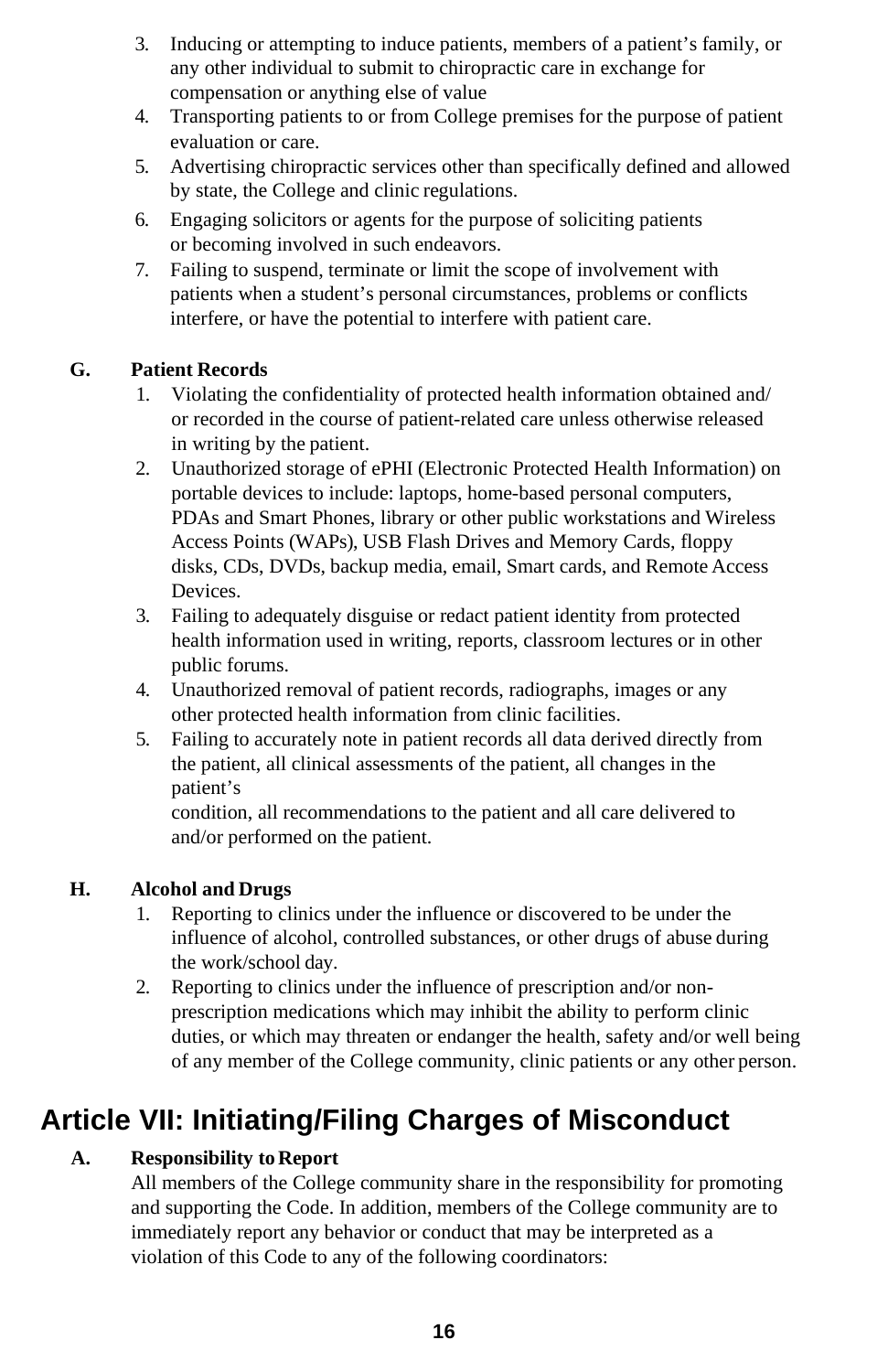3. Inducing or attempting to induce patients, members of a patient’s family, or any other individual to submit to chiropractic care in exchange for compensation or anything else of value
4. Transporting patients to or from College premises for the purpose of patient evaluation or care.
5. Advertising chiropractic services other than specifically defined and allowed by state, the College and clinic regulations.
6. Engaging solicitors or agents for the purpose of soliciting patients or becoming involved in such endeavors.
7. Failing to suspend, terminate or limit the scope of involvement with patients when a student’s personal circumstances, problems or conflicts interfere, or have the potential to interfere with patient care.

**G. Patient Records**

1. Violating the confidentiality of protected health information obtained and/ or recorded in the course of patient-related care unless otherwise released in writing by the patient.
2. Unauthorized storage of ePHI (Electronic Protected Health Information) on portable devices to include: laptops, home-based personal computers, PDAs and Smart Phones, library or other public workstations and Wireless Access Points (WAPs), USB Flash Drives and Memory Cards, floppy disks, CDs, DVDs, backup media, email, Smart cards, and Remote Access Devices.
3. Failing to adequately disguise or redact patient identity from protected health information used in writing, reports, classroom lectures or in other public forums.
4. Unauthorized removal of patient records, radiographs, images or any other protected health information from clinic facilities.
5. Failing to accurately note in patient records all data derived directly from the patient, all clinical assessments of the patient, all changes in the patient’s condition, all recommendations to the patient and all care delivered to and/or performed on the patient.

**H. Alcohol and Drugs**

1. Reporting to clinics under the influence or discovered to be under the influence of alcohol, controlled substances, or other drugs of abuse during the work/school day.
2. Reporting to clinics under the influence of prescription and/or non-prescription medications which may inhibit the ability to perform clinic duties, or which may threaten or endanger the health, safety and/or well being of any member of the College community, clinic patients or any other person.

# Article VII: Initiating/Filing Charges of Misconduct

**A. Responsibility to Report**

All members of the College community share in the responsibility for promoting and supporting the Code. In addition, members of the College community are to immediately report any behavior or conduct that may be interpreted as a violation of this Code to any of the following coordinators: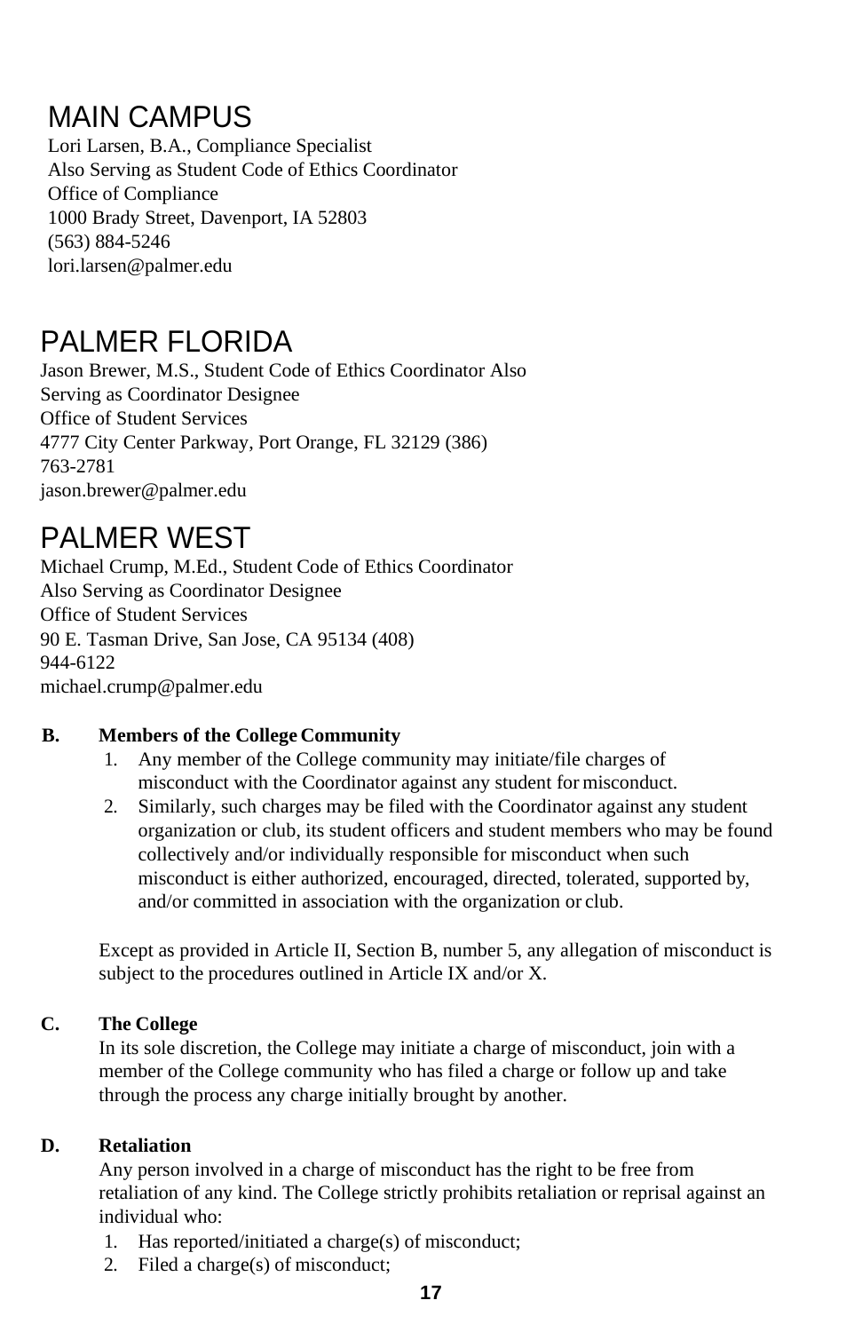## MAIN CAMPUS

Lori Larsen, B.A., Compliance Specialist
Also Serving as Student Code of Ethics Coordinator
Office of Compliance
1000 Brady Street, Davenport, IA 52803
(563) 884-5246
lori.larsen@palmer.edu

## PALMER FLORIDA

Jason Brewer, M.S., Student Code of Ethics Coordinator Also Serving as Coordinator Designee
Office of Student Services
4777 City Center Parkway, Port Orange, FL 32129 (386) 763-2781
jason.brewer@palmer.edu

## PALMER WEST

Michael Crump, M.Ed., Student Code of Ethics Coordinator
Also Serving as Coordinator Designee
Office of Student Services
90 E. Tasman Drive, San Jose, CA 95134 (408) 944-6122
michael.crump@palmer.edu

**B. Members of the College Community**

1. Any member of the College community may initiate/file charges of misconduct with the Coordinator against any student for misconduct.
2. Similarly, such charges may be filed with the Coordinator against any student organization or club, its student officers and student members who may be found collectively and/or individually responsible for misconduct when such misconduct is either authorized, encouraged, directed, tolerated, supported by, and/or committed in association with the organization or club.

Except as provided in Article II, Section B, number 5, any allegation of misconduct is subject to the procedures outlined in Article IX and/or X.

**C. The College**

In its sole discretion, the College may initiate a charge of misconduct, join with a member of the College community who has filed a charge or follow up and take through the process any charge initially brought by another.

**D. Retaliation**

Any person involved in a charge of misconduct has the right to be free from retaliation of any kind. The College strictly prohibits retaliation or reprisal against an individual who:

1. Has reported/initiated a charge(s) of misconduct;
2. Filed a charge(s) of misconduct;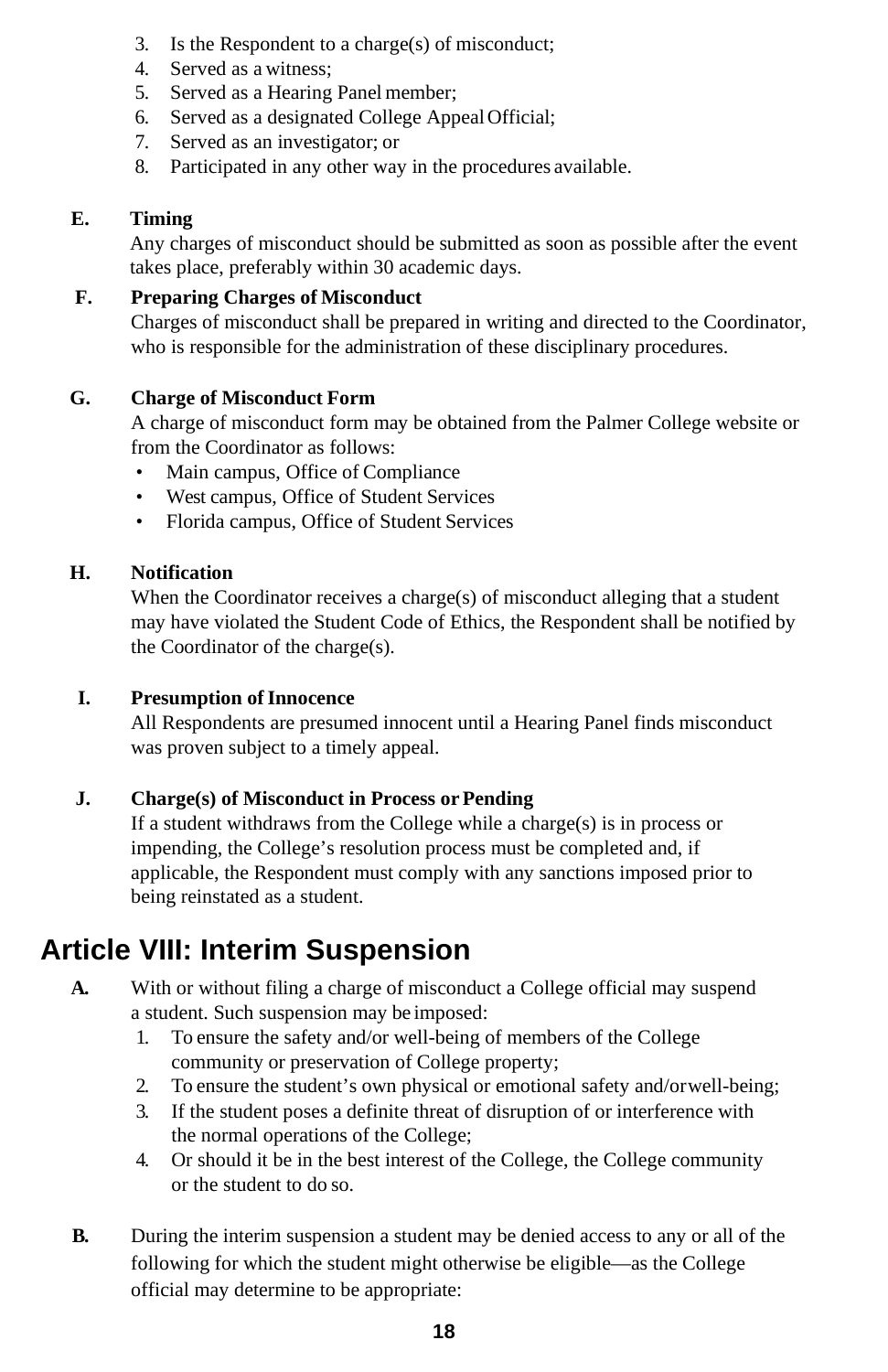3. Is the Respondent to a charge(s) of misconduct;
4. Served as a witness;
5. Served as a Hearing Panel member;
6. Served as a designated College Appeal Official;
7. Served as an investigator; or
8. Participated in any other way in the procedures available.

**E. Timing**

Any charges of misconduct should be submitted as soon as possible after the event takes place, preferably within 30 academic days.

**F. Preparing Charges of Misconduct**

Charges of misconduct shall be prepared in writing and directed to the Coordinator, who is responsible for the administration of these disciplinary procedures.

**G. Charge of Misconduct Form**

A charge of misconduct form may be obtained from the Palmer College website or from the Coordinator as follows:

- Main campus, Office of Compliance
- West campus, Office of Student Services
- Florida campus, Office of Student Services

**H. Notification**

When the Coordinator receives a charge(s) of misconduct alleging that a student may have violated the Student Code of Ethics, the Respondent shall be notified by the Coordinator of the charge(s).

**I. Presumption of Innocence**

All Respondents are presumed innocent until a Hearing Panel finds misconduct was proven subject to a timely appeal.

**J. Charge(s) of Misconduct in Process or Pending**

If a student withdraws from the College while a charge(s) is in process or impending, the College's resolution process must be completed and, if applicable, the Respondent must comply with any sanctions imposed prior to being reinstated as a student.

## Article VIII: Interim Suspension

**A.** With or without filing a charge of misconduct a College official may suspend a student. Such suspension may be imposed:

1. To ensure the safety and/or well-being of members of the College community or preservation of College property;
2. To ensure the student's own physical or emotional safety and/or well-being;
3. If the student poses a definite threat of disruption of or interference with the normal operations of the College;
4. Or should it be in the best interest of the College, the College community or the student to do so.

**B.** During the interim suspension a student may be denied access to any or all of the following for which the student might otherwise be eligible—as the College official may determine to be appropriate: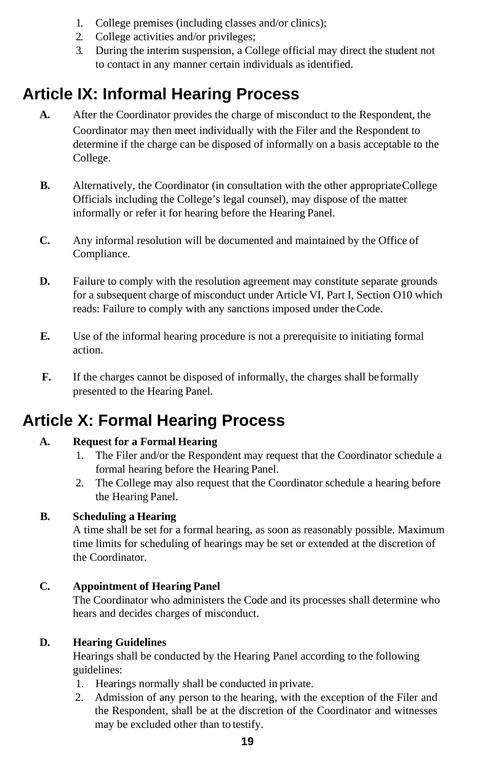1. College premises (including classes and/or clinics);
2. College activities and/or privileges;
3. During the interim suspension, a College official may direct the student not to contact in any manner certain individuals as identified.

## Article IX: Informal Hearing Process

**A.** After the Coordinator provides the charge of misconduct to the Respondent, the Coordinator may then meet individually with the Filer and the Respondent to determine if the charge can be disposed of informally on a basis acceptable to the College.

**B.** Alternatively, the Coordinator (in consultation with the other appropriate College Officials including the College's legal counsel), may dispose of the matter informally or refer it for hearing before the Hearing Panel.

**C.** Any informal resolution will be documented and maintained by the Office of Compliance.

**D.** Failure to comply with the resolution agreement may constitute separate grounds for a subsequent charge of misconduct under Article VI, Part I, Section O10 which reads: Failure to comply with any sanctions imposed under the Code.

**E.** Use of the informal hearing procedure is not a prerequisite to initiating formal action.

**F.** If the charges cannot be disposed of informally, the charges shall be formally presented to the Hearing Panel.

## Article X: Formal Hearing Process

**A. Request for a Formal Hearing**

1. The Filer and/or the Respondent may request that the Coordinator schedule a formal hearing before the Hearing Panel.
2. The College may also request that the Coordinator schedule a hearing before the Hearing Panel.

**B. Scheduling a Hearing**

A time shall be set for a formal hearing, as soon as reasonably possible. Maximum time limits for scheduling of hearings may be set or extended at the discretion of the Coordinator.

**C. Appointment of Hearing Panel**

The Coordinator who administers the Code and its processes shall determine who hears and decides charges of misconduct.

**D. Hearing Guidelines**

Hearings shall be conducted by the Hearing Panel according to the following guidelines:

1. Hearings normally shall be conducted in private.
2. Admission of any person to the hearing, with the exception of the Filer and the Respondent, shall be at the discretion of the Coordinator and witnesses may be excluded other than to testify.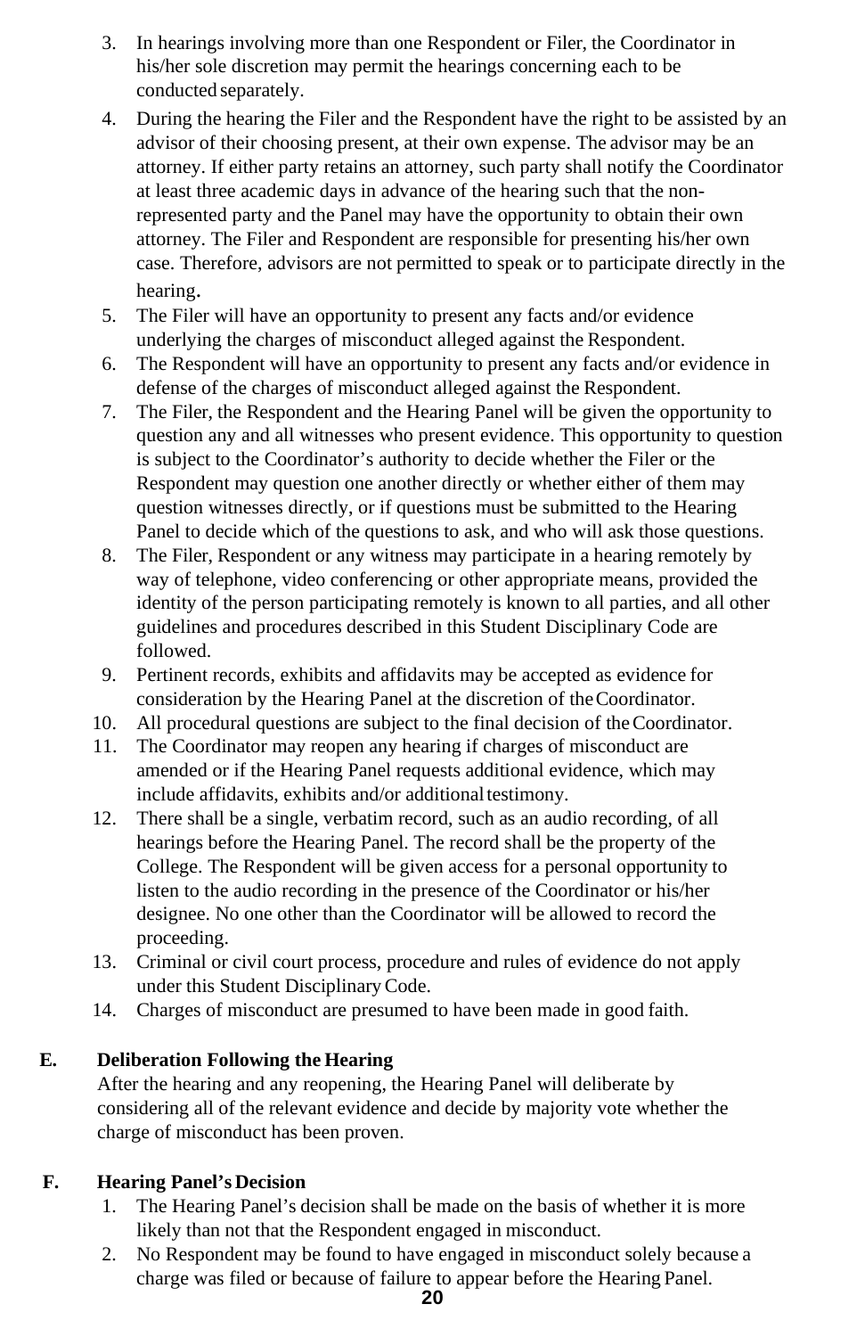3. In hearings involving more than one Respondent or Filer, the Coordinator in his/her sole discretion may permit the hearings concerning each to be conducted separately.
4. During the hearing the Filer and the Respondent have the right to be assisted by an advisor of their choosing present, at their own expense. The advisor may be an attorney. If either party retains an attorney, such party shall notify the Coordinator at least three academic days in advance of the hearing such that the non-represented party and the Panel may have the opportunity to obtain their own attorney. The Filer and Respondent are responsible for presenting his/her own case. Therefore, advisors are not permitted to speak or to participate directly in the hearing.
5. The Filer will have an opportunity to present any facts and/or evidence underlying the charges of misconduct alleged against the Respondent.
6. The Respondent will have an opportunity to present any facts and/or evidence in defense of the charges of misconduct alleged against the Respondent.
7. The Filer, the Respondent and the Hearing Panel will be given the opportunity to question any and all witnesses who present evidence. This opportunity to question is subject to the Coordinator's authority to decide whether the Filer or the Respondent may question one another directly or whether either of them may question witnesses directly, or if questions must be submitted to the Hearing Panel to decide which of the questions to ask, and who will ask those questions.
8. The Filer, Respondent or any witness may participate in a hearing remotely by way of telephone, video conferencing or other appropriate means, provided the identity of the person participating remotely is known to all parties, and all other guidelines and procedures described in this Student Disciplinary Code are followed.
9. Pertinent records, exhibits and affidavits may be accepted as evidence for consideration by the Hearing Panel at the discretion of the Coordinator.
10. All procedural questions are subject to the final decision of the Coordinator.
11. The Coordinator may reopen any hearing if charges of misconduct are amended or if the Hearing Panel requests additional evidence, which may include affidavits, exhibits and/or additional testimony.
12. There shall be a single, verbatim record, such as an audio recording, of all hearings before the Hearing Panel. The record shall be the property of the College. The Respondent will be given access for a personal opportunity to listen to the audio recording in the presence of the Coordinator or his/her designee. No one other than the Coordinator will be allowed to record the proceeding.
13. Criminal or civil court process, procedure and rules of evidence do not apply under this Student Disciplinary Code.
14. Charges of misconduct are presumed to have been made in good faith.

**E. Deliberation Following the Hearing**

After the hearing and any reopening, the Hearing Panel will deliberate by considering all of the relevant evidence and decide by majority vote whether the charge of misconduct has been proven.

**F. Hearing Panel's Decision**

1. The Hearing Panel's decision shall be made on the basis of whether it is more likely than not that the Respondent engaged in misconduct.
2. No Respondent may be found to have engaged in misconduct solely because a charge was filed or because of failure to appear before the Hearing Panel.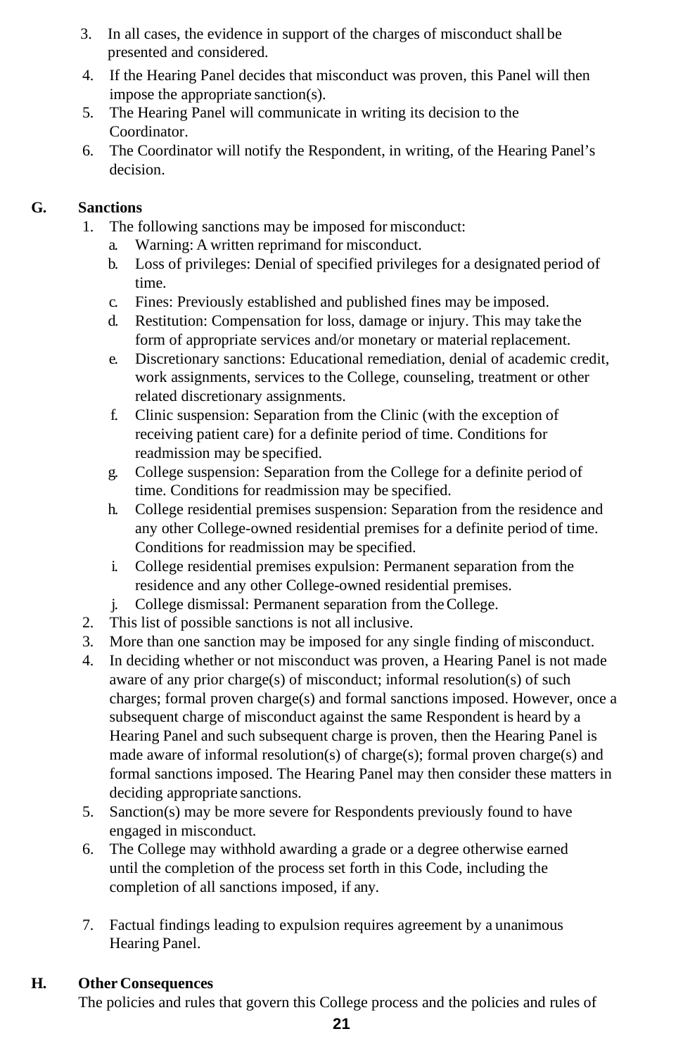3. In all cases, the evidence in support of the charges of misconduct shall be presented and considered.
4. If the Hearing Panel decides that misconduct was proven, this Panel will then impose the appropriate sanction(s).
5. The Hearing Panel will communicate in writing its decision to the Coordinator.
6. The Coordinator will notify the Respondent, in writing, of the Hearing Panel's decision.

## G. Sanctions

1. The following sanctions may be imposed for misconduct:
   a. Warning: A written reprimand for misconduct.
   b. Loss of privileges: Denial of specified privileges for a designated period of time.
   c. Fines: Previously established and published fines may be imposed.
   d. Restitution: Compensation for loss, damage or injury. This may take the form of appropriate services and/or monetary or material replacement.
   e. Discretionary sanctions: Educational remediation, denial of academic credit, work assignments, services to the College, counseling, treatment or other related discretionary assignments.
   f. Clinic suspension: Separation from the Clinic (with the exception of receiving patient care) for a definite period of time. Conditions for readmission may be specified.
   g. College suspension: Separation from the College for a definite period of time. Conditions for readmission may be specified.
   h. College residential premises suspension: Separation from the residence and any other College-owned residential premises for a definite period of time. Conditions for readmission may be specified.
   i. College residential premises expulsion: Permanent separation from the residence and any other College-owned residential premises.
   j. College dismissal: Permanent separation from the College.
2. This list of possible sanctions is not all inclusive.
3. More than one sanction may be imposed for any single finding of misconduct.
4. In deciding whether or not misconduct was proven, a Hearing Panel is not made aware of any prior charge(s) of misconduct; informal resolution(s) of such charges; formal proven charge(s) and formal sanctions imposed. However, once a subsequent charge of misconduct against the same Respondent is heard by a Hearing Panel and such subsequent charge is proven, then the Hearing Panel is made aware of informal resolution(s) of charge(s); formal proven charge(s) and formal sanctions imposed. The Hearing Panel may then consider these matters in deciding appropriate sanctions.
5. Sanction(s) may be more severe for Respondents previously found to have engaged in misconduct.
6. The College may withhold awarding a grade or a degree otherwise earned until the completion of the process set forth in this Code, including the completion of all sanctions imposed, if any.
7. Factual findings leading to expulsion requires agreement by a unanimous Hearing Panel.

## H. Other Consequences

The policies and rules that govern this College process and the policies and rules of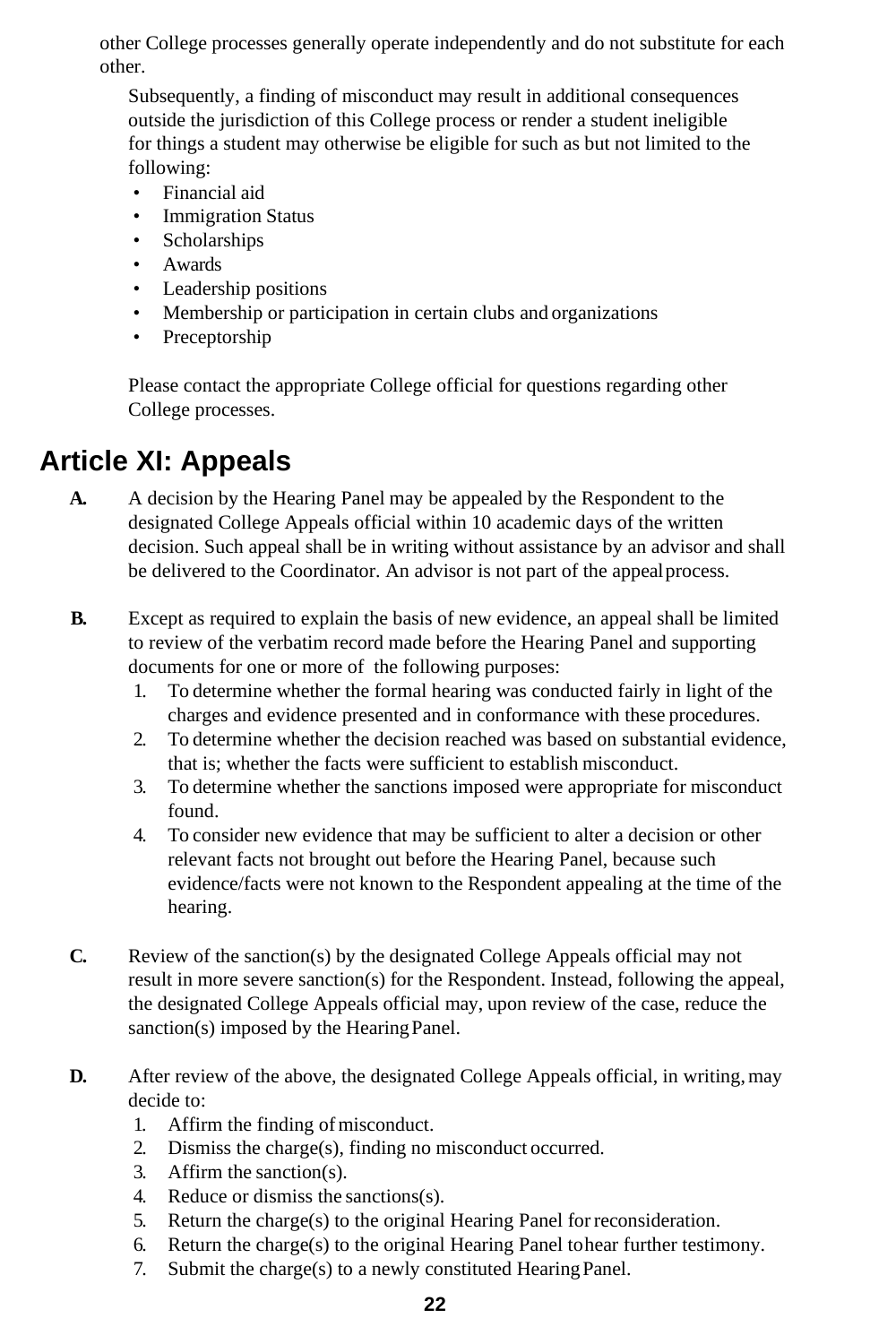other College processes generally operate independently and do not substitute for each other.

Subsequently, a finding of misconduct may result in additional consequences outside the jurisdiction of this College process or render a student ineligible for things a student may otherwise be eligible for such as but not limited to the following:

- Financial aid
- Immigration Status
- Scholarships
- Awards
- Leadership positions
- Membership or participation in certain clubs and organizations
- Preceptorship

Please contact the appropriate College official for questions regarding other College processes.

# Article XI: Appeals

**A.** A decision by the Hearing Panel may be appealed by the Respondent to the designated College Appeals official within 10 academic days of the written decision. Such appeal shall be in writing without assistance by an advisor and shall be delivered to the Coordinator. An advisor is not part of the appeal process.

**B.** Except as required to explain the basis of new evidence, an appeal shall be limited to review of the verbatim record made before the Hearing Panel and supporting documents for one or more of the following purposes:

1. To determine whether the formal hearing was conducted fairly in light of the charges and evidence presented and in conformance with these procedures.
2. To determine whether the decision reached was based on substantial evidence, that is; whether the facts were sufficient to establish misconduct.
3. To determine whether the sanctions imposed were appropriate for misconduct found.
4. To consider new evidence that may be sufficient to alter a decision or other relevant facts not brought out before the Hearing Panel, because such evidence/facts were not known to the Respondent appealing at the time of the hearing.

**C.** Review of the sanction(s) by the designated College Appeals official may not result in more severe sanction(s) for the Respondent. Instead, following the appeal, the designated College Appeals official may, upon review of the case, reduce the sanction(s) imposed by the Hearing Panel.

**D.** After review of the above, the designated College Appeals official, in writing, may decide to:

1. Affirm the finding of misconduct.
2. Dismiss the charge(s), finding no misconduct occurred.
3. Affirm the sanction(s).
4. Reduce or dismiss the sanctions(s).
5. Return the charge(s) to the original Hearing Panel for reconsideration.
6. Return the charge(s) to the original Hearing Panel to hear further testimony.
7. Submit the charge(s) to a newly constituted Hearing Panel.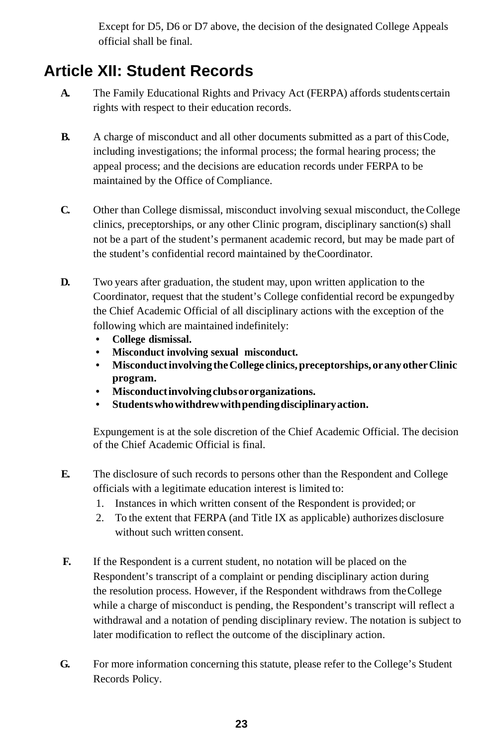Except for D5, D6 or D7 above, the decision of the designated College Appeals official shall be final.

## Article XII: Student Records

**A.** The Family Educational Rights and Privacy Act (FERPA) affords students certain rights with respect to their education records.

**B.** A charge of misconduct and all other documents submitted as a part of this Code, including investigations; the informal process; the formal hearing process; the appeal process; and the decisions are education records under FERPA to be maintained by the Office of Compliance.

**C.** Other than College dismissal, misconduct involving sexual misconduct, the College clinics, preceptorships, or any other Clinic program, disciplinary sanction(s) shall not be a part of the student's permanent academic record, but may be made part of the student's confidential record maintained by the Coordinator.

**D.** Two years after graduation, the student may, upon written application to the Coordinator, request that the student's College confidential record be expunged by the Chief Academic Official of all disciplinary actions with the exception of the following which are maintained indefinitely:

- **College dismissal.**
- **Misconduct involving sexual misconduct.**
- **Misconduct involving the College clinics, preceptorships, or any other Clinic program.**
- **Misconduct involving clubs or organizations.**
- **Students who withdrew with pending disciplinary action.**

Expungement is at the sole discretion of the Chief Academic Official. The decision of the Chief Academic Official is final.

**E.** The disclosure of such records to persons other than the Respondent and College officials with a legitimate education interest is limited to:

1. Instances in which written consent of the Respondent is provided; or
2. To the extent that FERPA (and Title IX as applicable) authorizes disclosure without such written consent.

**F.** If the Respondent is a current student, no notation will be placed on the Respondent's transcript of a complaint or pending disciplinary action during the resolution process. However, if the Respondent withdraws from the College while a charge of misconduct is pending, the Respondent's transcript will reflect a withdrawal and a notation of pending disciplinary review. The notation is subject to later modification to reflect the outcome of the disciplinary action.

**G.** For more information concerning this statute, please refer to the College's Student Records Policy.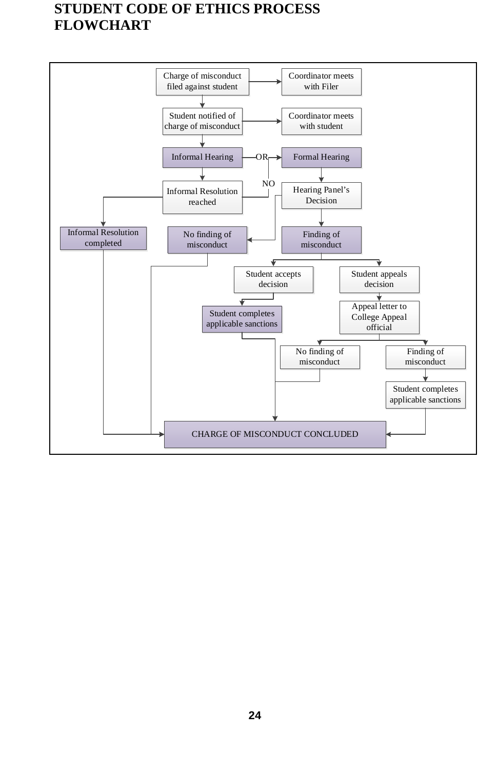# STUDENT CODE OF ETHICS PROCESS FLOWCHART

- Charge of misconduct filed against student → Coordinator meets with Filer
- Student notified of charge of misconduct → Coordinator meets with student
- Informal Hearing — OR → Formal Hearing
- Informal Hearing → Informal Resolution reached
  - Informal Resolution reached → Informal Resolution completed → CHARGE OF MISCONDUCT CONCLUDED
  - Informal Resolution reached — NO → Formal Hearing
- Formal Hearing → Hearing Panel's Decision
  - Hearing Panel's Decision → No finding of misconduct → CHARGE OF MISCONDUCT CONCLUDED
  - Hearing Panel's Decision → Finding of misconduct
    - Student accepts decision → Student completes applicable sanctions → CHARGE OF MISCONDUCT CONCLUDED
    - Student appeals decision → Appeal letter to College Appeal official
      - No finding of misconduct → CHARGE OF MISCONDUCT CONCLUDED
      - Finding of misconduct → Student completes applicable sanctions → CHARGE OF MISCONDUCT CONCLUDED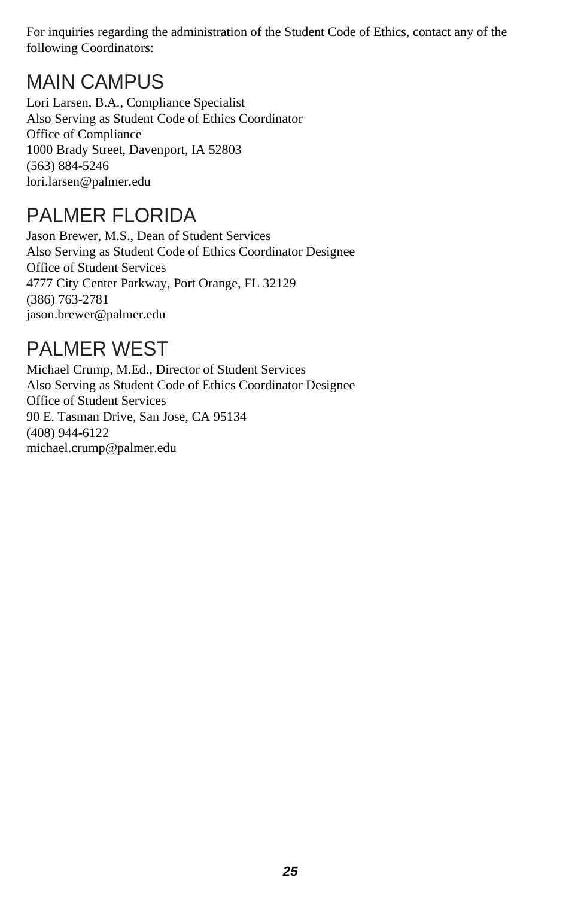For inquiries regarding the administration of the Student Code of Ethics, contact any of the following Coordinators:

## MAIN CAMPUS

Lori Larsen, B.A., Compliance Specialist
Also Serving as Student Code of Ethics Coordinator
Office of Compliance
1000 Brady Street, Davenport, IA 52803
(563) 884-5246
lori.larsen@palmer.edu

## PALMER FLORIDA

Jason Brewer, M.S., Dean of Student Services
Also Serving as Student Code of Ethics Coordinator Designee
Office of Student Services
4777 City Center Parkway, Port Orange, FL 32129
(386) 763-2781
jason.brewer@palmer.edu

## PALMER WEST

Michael Crump, M.Ed., Director of Student Services
Also Serving as Student Code of Ethics Coordinator Designee
Office of Student Services
90 E. Tasman Drive, San Jose, CA 95134
(408) 944-6122
michael.crump@palmer.edu